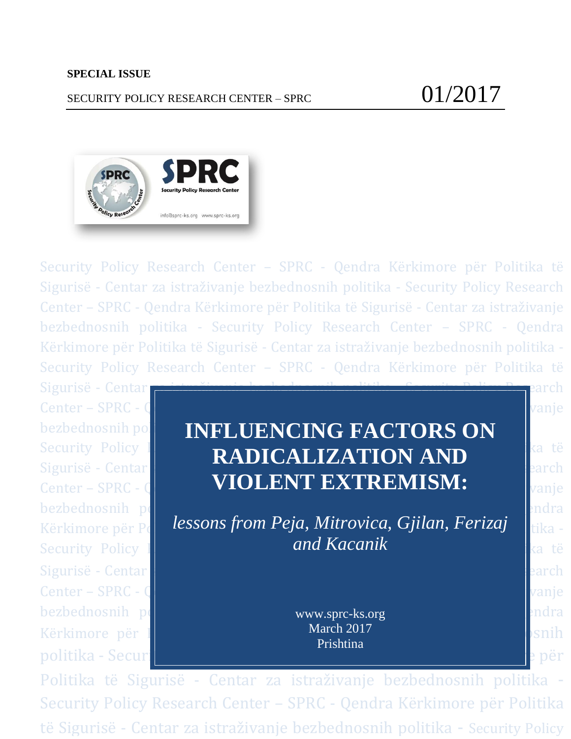**SPECIAL ISSUE**

SECURITY POLICY RESEARCH CENTER – SPRC 01/2017

# INFLUENCING FACTORS ON RADICALIZATION AND VIOLENT EXTREMISM:

*lessons from Peja, Mitrovica, Gjilan, Ferizaj and Kacanik*

www.sprc-ks.org
March 2017
Prishtina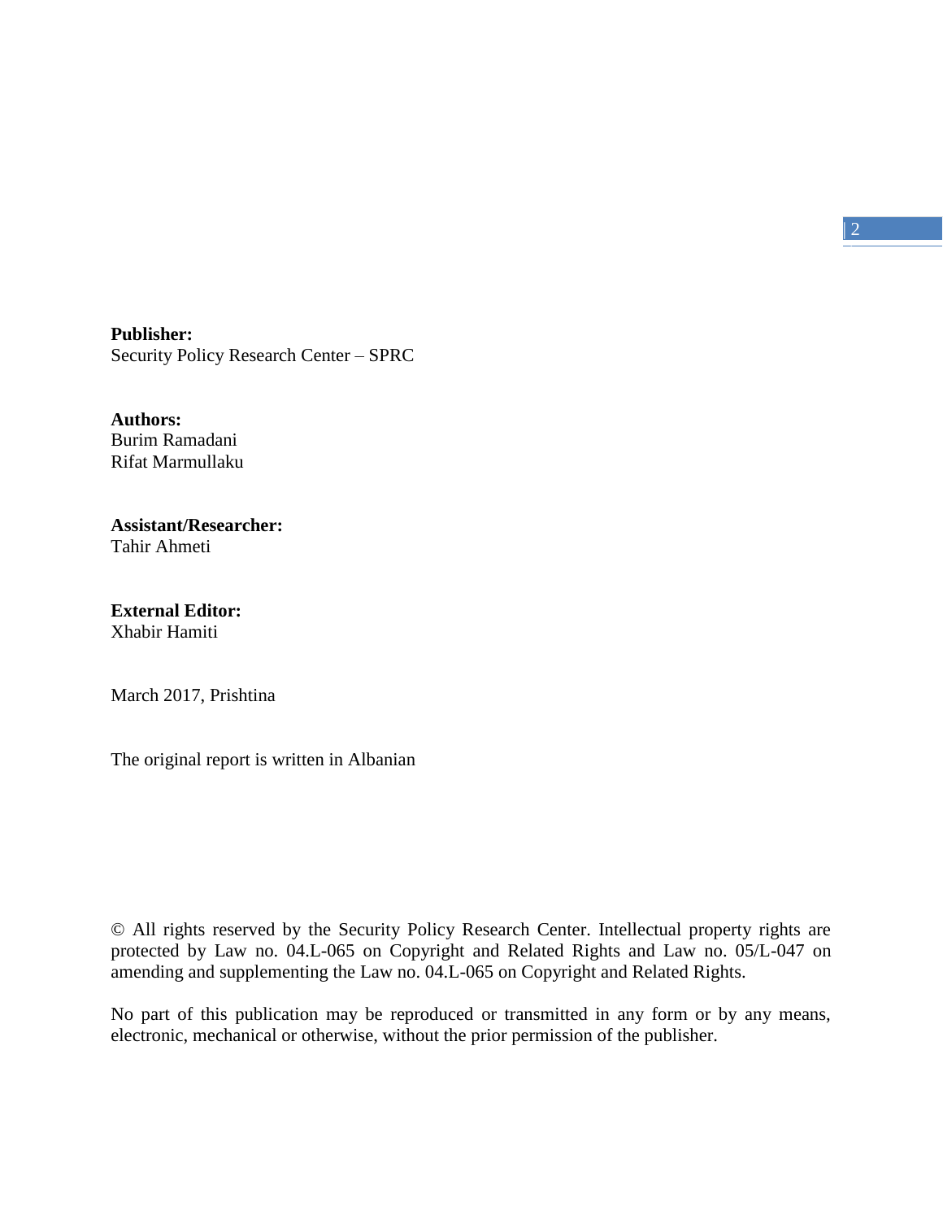**Publisher:**
Security Policy Research Center – SPRC

**Authors:**
Burim Ramadani
Rifat Marmullaku

**Assistant/Researcher:**
Tahir Ahmeti

**External Editor:**
Xhabir Hamiti

March 2017, Prishtina

The original report is written in Albanian

© All rights reserved by the Security Policy Research Center. Intellectual property rights are protected by Law no. 04.L-065 on Copyright and Related Rights and Law no. 05/L-047 on amending and supplementing the Law no. 04.L-065 on Copyright and Related Rights.

No part of this publication may be reproduced or transmitted in any form or by any means, electronic, mechanical or otherwise, without the prior permission of the publisher.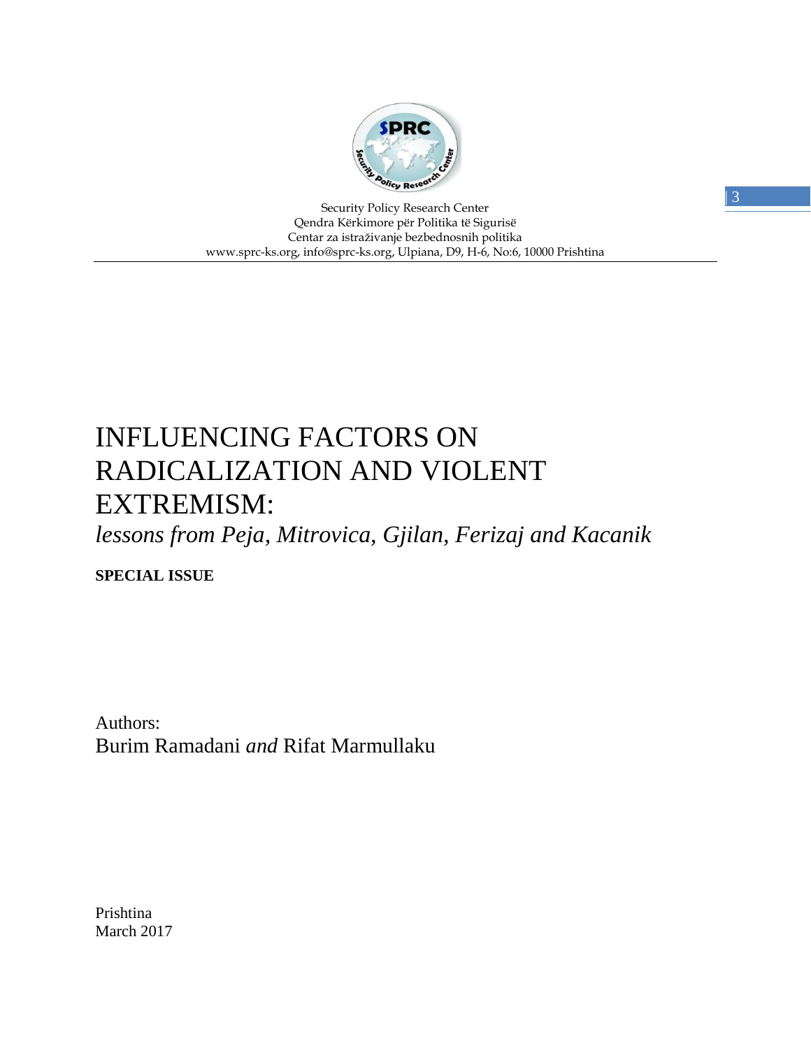Security Policy Research Center
Qendra Kërkimore për Politika të Sigurisë
Centar za istraživanje bezbednosnih politika
www.sprc-ks.org, info@sprc-ks.org, Ulpiana, D9, H-6, No:6, 10000 Prishtina

---

# INFLUENCING FACTORS ON RADICALIZATION AND VIOLENT EXTREMISM:

*lessons from Peja, Mitrovica, Gjilan, Ferizaj and Kacanik*

**SPECIAL ISSUE**

Authors:
Burim Ramadani *and* Rifat Marmullaku

Prishtina
March 2017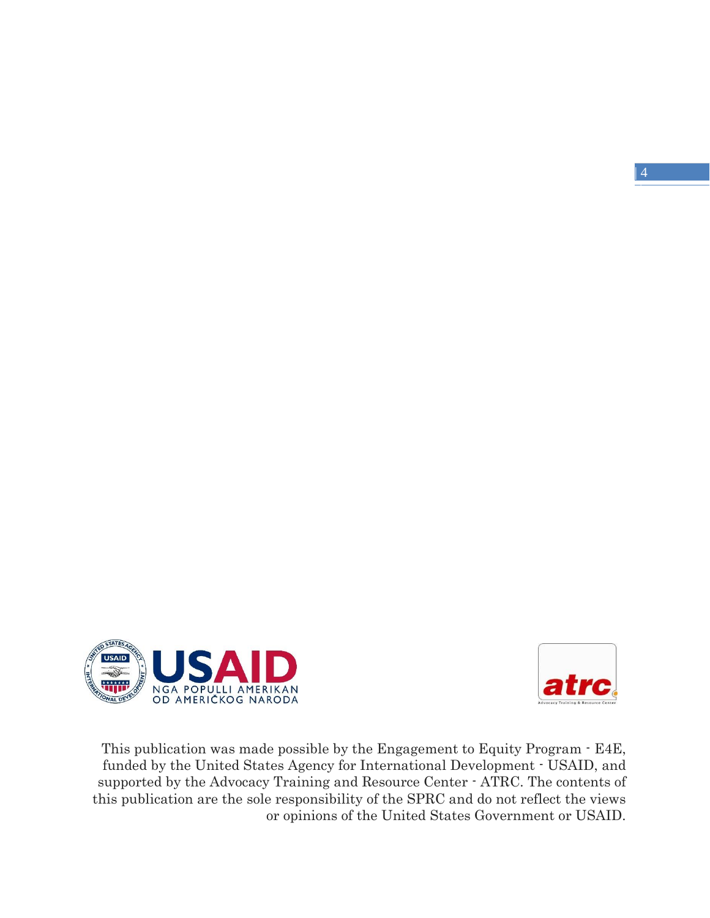This publication was made possible by the Engagement to Equity Program - E4E, funded by the United States Agency for International Development - USAID, and supported by the Advocacy Training and Resource Center - ATRC. The contents of this publication are the sole responsibility of the SPRC and do not reflect the views or opinions of the United States Government or USAID.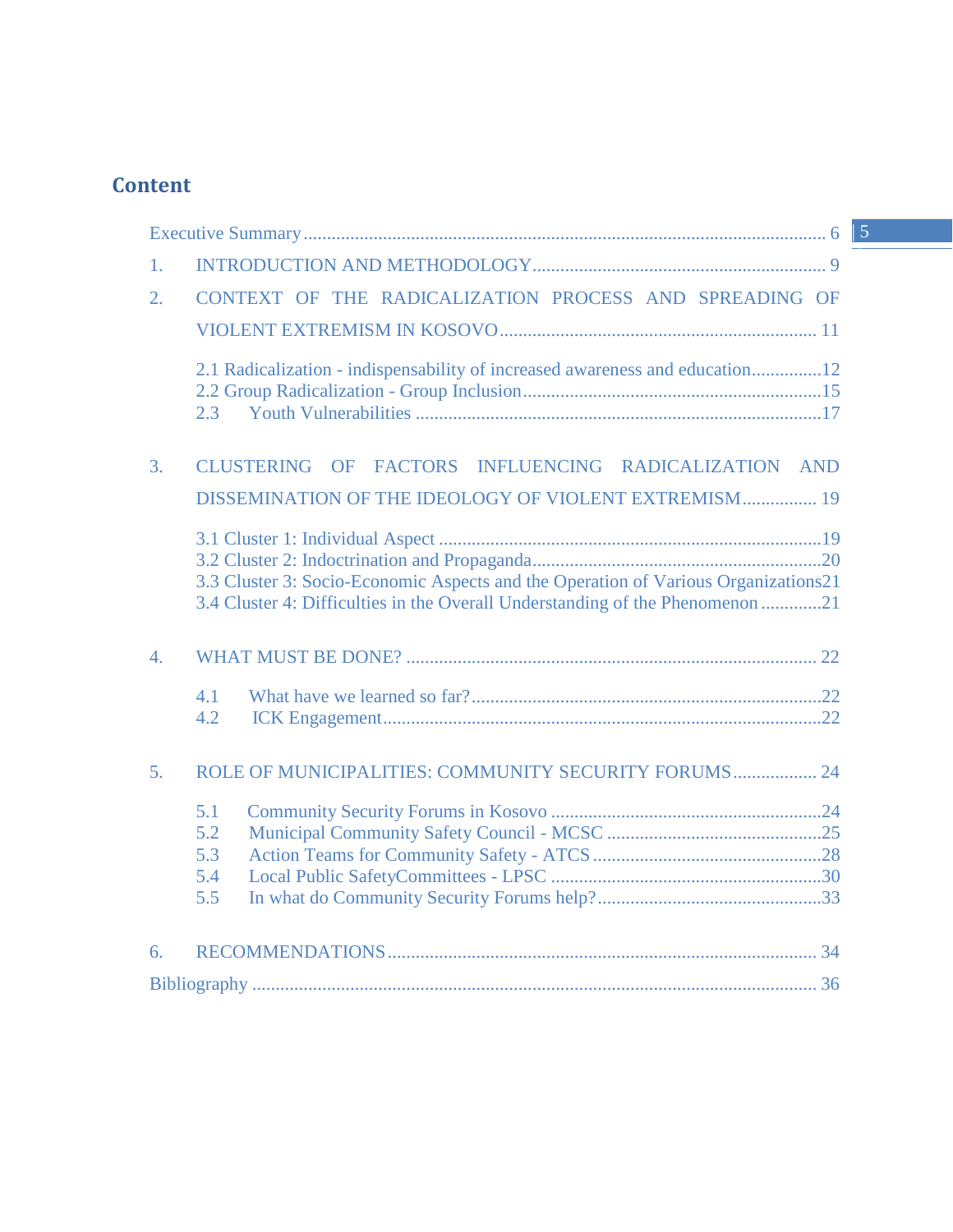# Content

Executive Summary ........................................................................................................ 6

1. INTRODUCTION AND METHODOLOGY ........................................................................ 9
2. CONTEXT OF THE RADICALIZATION PROCESS AND SPREADING OF VIOLENT EXTREMISM IN KOSOVO ............................................................................ 11
   - 2.1 Radicalization - indispensability of increased awareness and education ..............12
   - 2.2 Group Radicalization - Group Inclusion ..........................................................15
   - 2.3 Youth Vulnerabilities ...................................................................................17
3. CLUSTERING OF FACTORS INFLUENCING RADICALIZATION AND DISSEMINATION OF THE IDEOLOGY OF VIOLENT EXTREMISM ................ 19
   - 3.1 Cluster 1: Individual Aspect ..........................................................................19
   - 3.2 Cluster 2: Indoctrination and Propaganda .......................................................20
   - 3.3 Cluster 3: Socio-Economic Aspects and the Operation of Various Organizations21
   - 3.4 Cluster 4: Difficulties in the Overall Understanding of the Phenomenon .............21
4. WHAT MUST BE DONE? ............................................................................................ 22
   - 4.1 What have we learned so far? ......................................................................22
   - 4.2 ICK Engagement ..........................................................................................22
5. ROLE OF MUNICIPALITIES: COMMUNITY SECURITY FORUMS .................. 24
   - 5.1 Community Security Forums in Kosovo ........................................................24
   - 5.2 Municipal Community Safety Council - MCSC ..............................................25
   - 5.3 Action Teams for Community Safety - ATCS .................................................28
   - 5.4 Local Public SafetyCommittees - LPSC .........................................................30
   - 5.5 In what do Community Security Forums help? ..............................................33
6. RECOMMENDATIONS ............................................................................................ 34

Bibliography ................................................................................................................ 36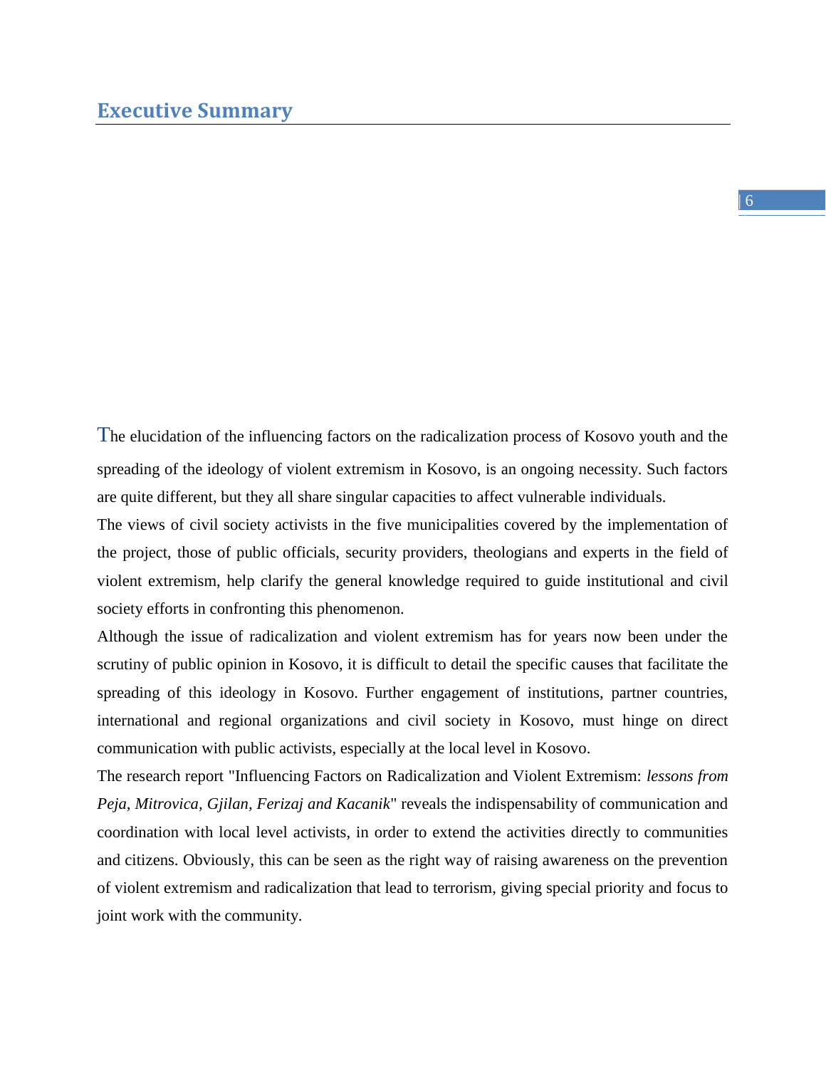# Executive Summary

The elucidation of the influencing factors on the radicalization process of Kosovo youth and the spreading of the ideology of violent extremism in Kosovo, is an ongoing necessity. Such factors are quite different, but they all share singular capacities to affect vulnerable individuals.

The views of civil society activists in the five municipalities covered by the implementation of the project, those of public officials, security providers, theologians and experts in the field of violent extremism, help clarify the general knowledge required to guide institutional and civil society efforts in confronting this phenomenon.

Although the issue of radicalization and violent extremism has for years now been under the scrutiny of public opinion in Kosovo, it is difficult to detail the specific causes that facilitate the spreading of this ideology in Kosovo. Further engagement of institutions, partner countries, international and regional organizations and civil society in Kosovo, must hinge on direct communication with public activists, especially at the local level in Kosovo.

The research report "Influencing Factors on Radicalization and Violent Extremism: *lessons from Peja, Mitrovica, Gjilan, Ferizaj and Kacanik*" reveals the indispensability of communication and coordination with local level activists, in order to extend the activities directly to communities and citizens. Obviously, this can be seen as the right way of raising awareness on the prevention of violent extremism and radicalization that lead to terrorism, giving special priority and focus to joint work with the community.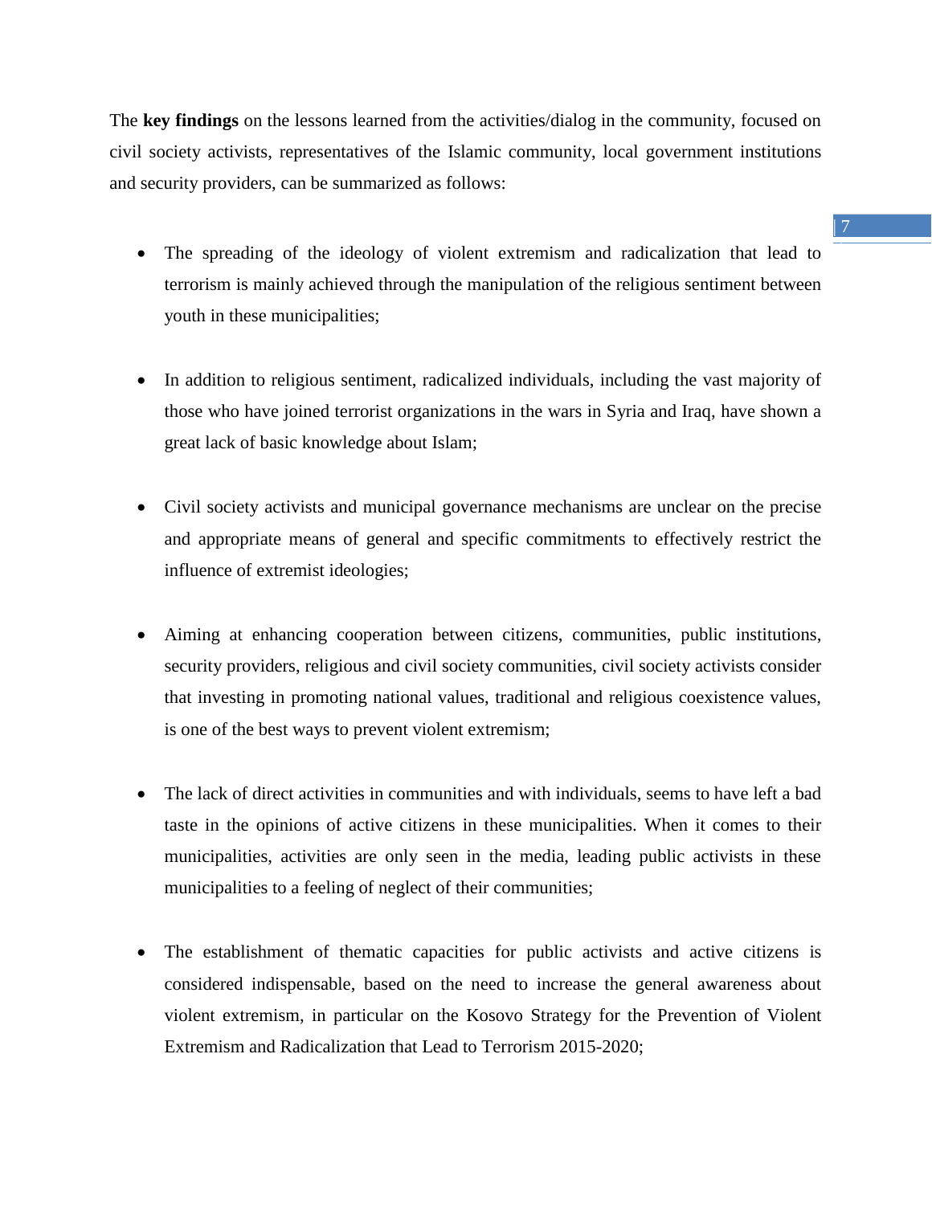The **key findings** on the lessons learned from the activities/dialog in the community, focused on civil society activists, representatives of the Islamic community, local government institutions and security providers, can be summarized as follows:

- The spreading of the ideology of violent extremism and radicalization that lead to terrorism is mainly achieved through the manipulation of the religious sentiment between youth in these municipalities;

- In addition to religious sentiment, radicalized individuals, including the vast majority of those who have joined terrorist organizations in the wars in Syria and Iraq, have shown a great lack of basic knowledge about Islam;

- Civil society activists and municipal governance mechanisms are unclear on the precise and appropriate means of general and specific commitments to effectively restrict the influence of extremist ideologies;

- Aiming at enhancing cooperation between citizens, communities, public institutions, security providers, religious and civil society communities, civil society activists consider that investing in promoting national values, traditional and religious coexistence values, is one of the best ways to prevent violent extremism;

- The lack of direct activities in communities and with individuals, seems to have left a bad taste in the opinions of active citizens in these municipalities. When it comes to their municipalities, activities are only seen in the media, leading public activists in these municipalities to a feeling of neglect of their communities;

- The establishment of thematic capacities for public activists and active citizens is considered indispensable, based on the need to increase the general awareness about violent extremism, in particular on the Kosovo Strategy for the Prevention of Violent Extremism and Radicalization that Lead to Terrorism 2015-2020;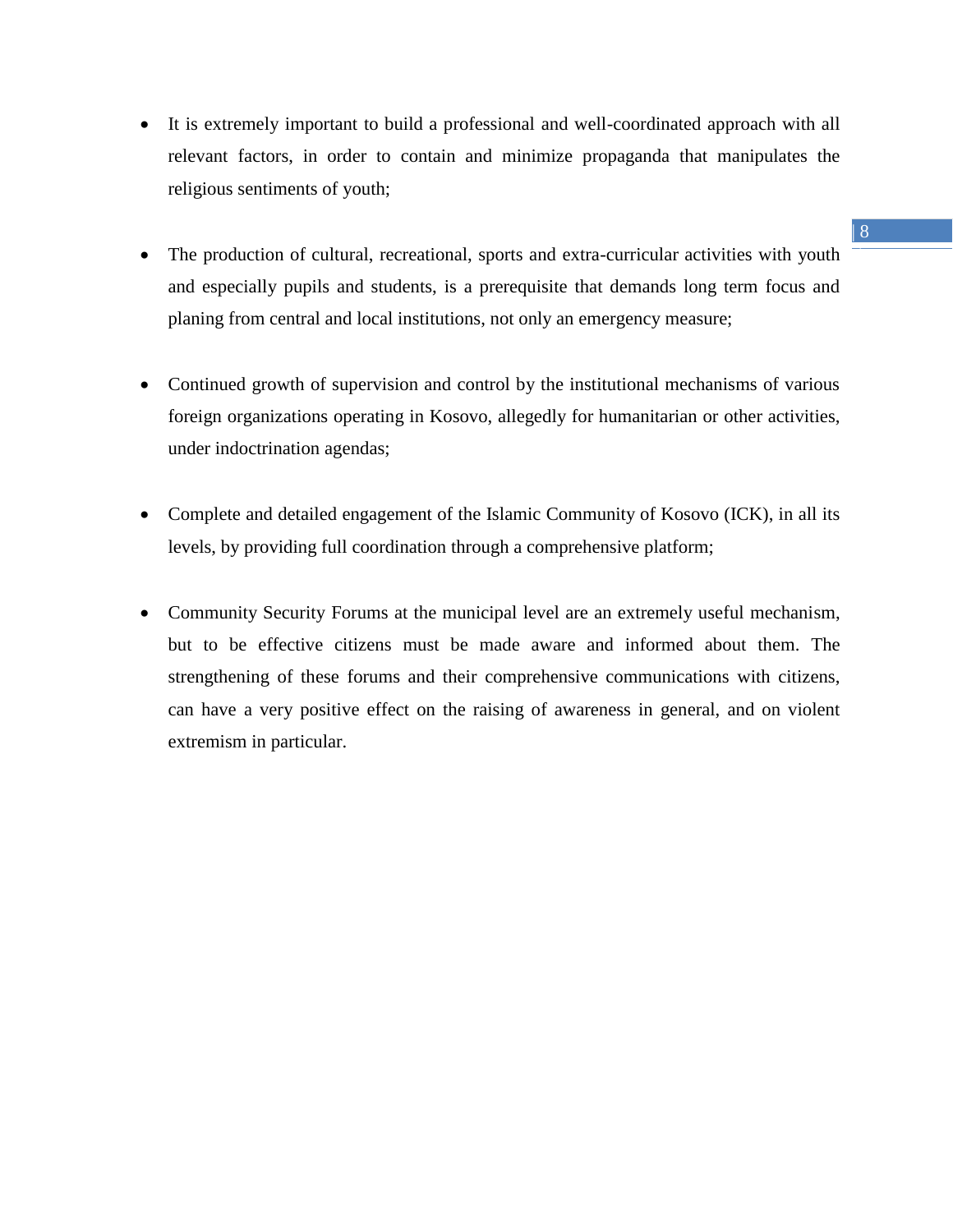- It is extremely important to build a professional and well-coordinated approach with all relevant factors, in order to contain and minimize propaganda that manipulates the religious sentiments of youth;

- The production of cultural, recreational, sports and extra-curricular activities with youth and especially pupils and students, is a prerequisite that demands long term focus and planing from central and local institutions, not only an emergency measure;

- Continued growth of supervision and control by the institutional mechanisms of various foreign organizations operating in Kosovo, allegedly for humanitarian or other activities, under indoctrination agendas;

- Complete and detailed engagement of the Islamic Community of Kosovo (ICK), in all its levels, by providing full coordination through a comprehensive platform;

- Community Security Forums at the municipal level are an extremely useful mechanism, but to be effective citizens must be made aware and informed about them. The strengthening of these forums and their comprehensive communications with citizens, can have a very positive effect on the raising of awareness in general, and on violent extremism in particular.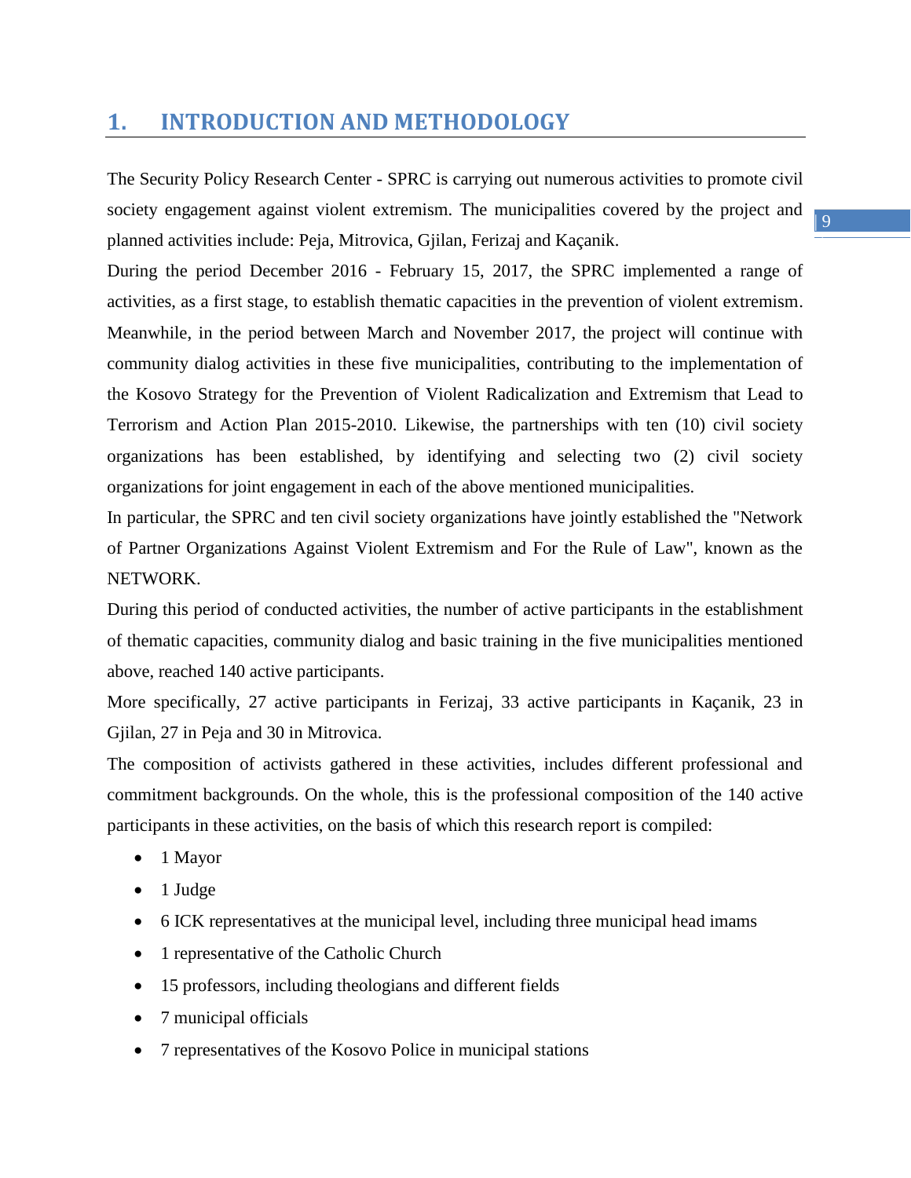# 1. INTRODUCTION AND METHODOLOGY

The Security Policy Research Center - SPRC is carrying out numerous activities to promote civil society engagement against violent extremism. The municipalities covered by the project and planned activities include: Peja, Mitrovica, Gjilan, Ferizaj and Kaçanik.

During the period December 2016 - February 15, 2017, the SPRC implemented a range of activities, as a first stage, to establish thematic capacities in the prevention of violent extremism. Meanwhile, in the period between March and November 2017, the project will continue with community dialog activities in these five municipalities, contributing to the implementation of the Kosovo Strategy for the Prevention of Violent Radicalization and Extremism that Lead to Terrorism and Action Plan 2015-2010. Likewise, the partnerships with ten (10) civil society organizations has been established, by identifying and selecting two (2) civil society organizations for joint engagement in each of the above mentioned municipalities.

In particular, the SPRC and ten civil society organizations have jointly established the "Network of Partner Organizations Against Violent Extremism and For the Rule of Law", known as the NETWORK.

During this period of conducted activities, the number of active participants in the establishment of thematic capacities, community dialog and basic training in the five municipalities mentioned above, reached 140 active participants.

More specifically, 27 active participants in Ferizaj, 33 active participants in Kaçanik, 23 in Gjilan, 27 in Peja and 30 in Mitrovica.

The composition of activists gathered in these activities, includes different professional and commitment backgrounds. On the whole, this is the professional composition of the 140 active participants in these activities, on the basis of which this research report is compiled:

- 1 Mayor
- 1 Judge
- 6 ICK representatives at the municipal level, including three municipal head imams
- 1 representative of the Catholic Church
- 15 professors, including theologians and different fields
- 7 municipal officials
- 7 representatives of the Kosovo Police in municipal stations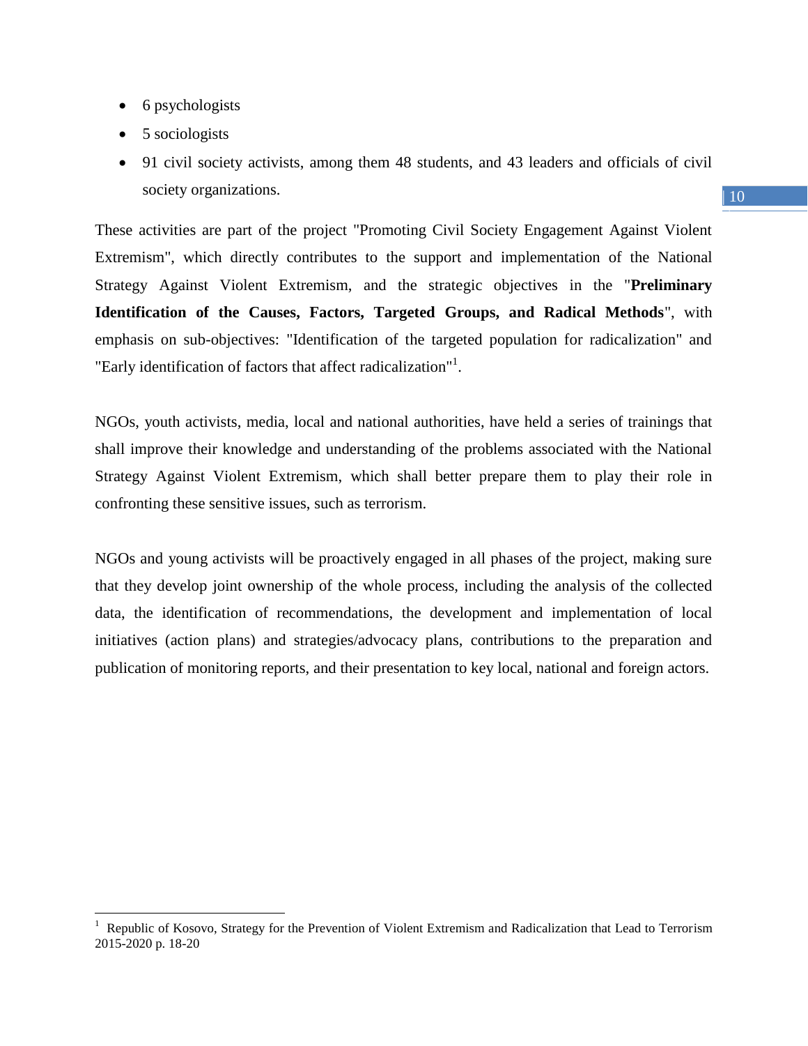- 6 psychologists
- 5 sociologists
- 91 civil society activists, among them 48 students, and 43 leaders and officials of civil society organizations.

These activities are part of the project "Promoting Civil Society Engagement Against Violent Extremism", which directly contributes to the support and implementation of the National Strategy Against Violent Extremism, and the strategic objectives in the "**Preliminary Identification of the Causes, Factors, Targeted Groups, and Radical Methods**", with emphasis on sub-objectives: "Identification of the targeted population for radicalization" and "Early identification of factors that affect radicalization"[1].

NGOs, youth activists, media, local and national authorities, have held a series of trainings that shall improve their knowledge and understanding of the problems associated with the National Strategy Against Violent Extremism, which shall better prepare them to play their role in confronting these sensitive issues, such as terrorism.

NGOs and young activists will be proactively engaged in all phases of the project, making sure that they develop joint ownership of the whole process, including the analysis of the collected data, the identification of recommendations, the development and implementation of local initiatives (action plans) and strategies/advocacy plans, contributions to the preparation and publication of monitoring reports, and their presentation to key local, national and foreign actors.

---

[1] Republic of Kosovo, Strategy for the Prevention of Violent Extremism and Radicalization that Lead to Terrorism 2015-2020 p. 18-20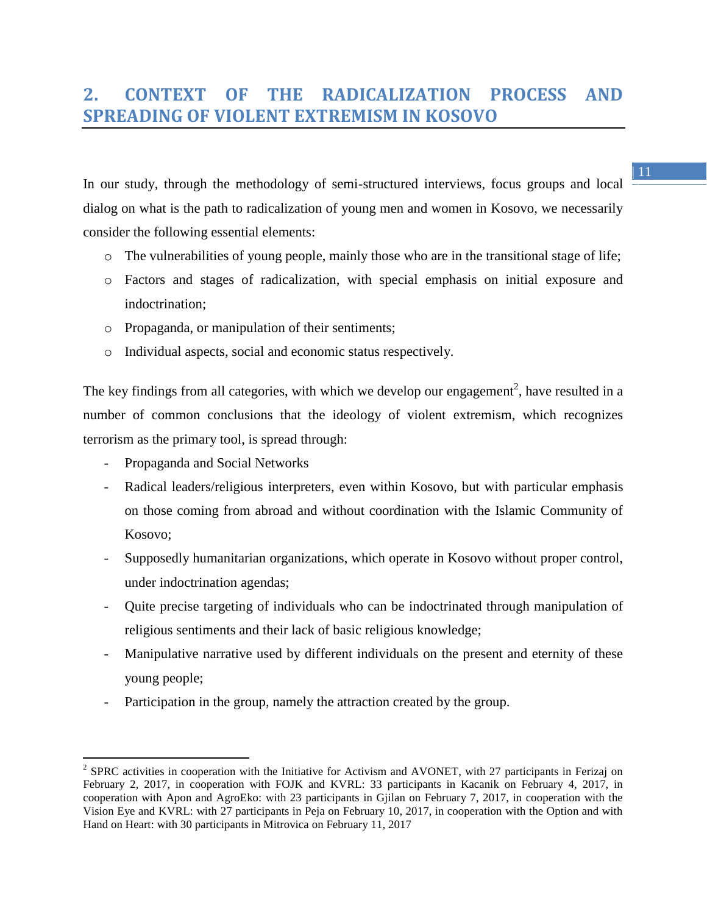## 2. CONTEXT OF THE RADICALIZATION PROCESS AND SPREADING OF VIOLENT EXTREMISM IN KOSOVO

In our study, through the methodology of semi-structured interviews, focus groups and local dialog on what is the path to radicalization of young men and women in Kosovo, we necessarily consider the following essential elements:

- The vulnerabilities of young people, mainly those who are in the transitional stage of life;
- Factors and stages of radicalization, with special emphasis on initial exposure and indoctrination;
- Propaganda, or manipulation of their sentiments;
- Individual aspects, social and economic status respectively.

The key findings from all categories, with which we develop our engagement[2], have resulted in a number of common conclusions that the ideology of violent extremism, which recognizes terrorism as the primary tool, is spread through:

- Propaganda and Social Networks
- Radical leaders/religious interpreters, even within Kosovo, but with particular emphasis on those coming from abroad and without coordination with the Islamic Community of Kosovo;
- Supposedly humanitarian organizations, which operate in Kosovo without proper control, under indoctrination agendas;
- Quite precise targeting of individuals who can be indoctrinated through manipulation of religious sentiments and their lack of basic religious knowledge;
- Manipulative narrative used by different individuals on the present and eternity of these young people;
- Participation in the group, namely the attraction created by the group.

---

[2] SPRC activities in cooperation with the Initiative for Activism and AVONET, with 27 participants in Ferizaj on February 2, 2017, in cooperation with FOJK and KVRL: 33 participants in Kacanik on February 4, 2017, in cooperation with Apon and AgroEko: with 23 participants in Gjilan on February 7, 2017, in cooperation with the Vision Eye and KVRL: with 27 participants in Peja on February 10, 2017, in cooperation with the Option and with Hand on Heart: with 30 participants in Mitrovica on February 11, 2017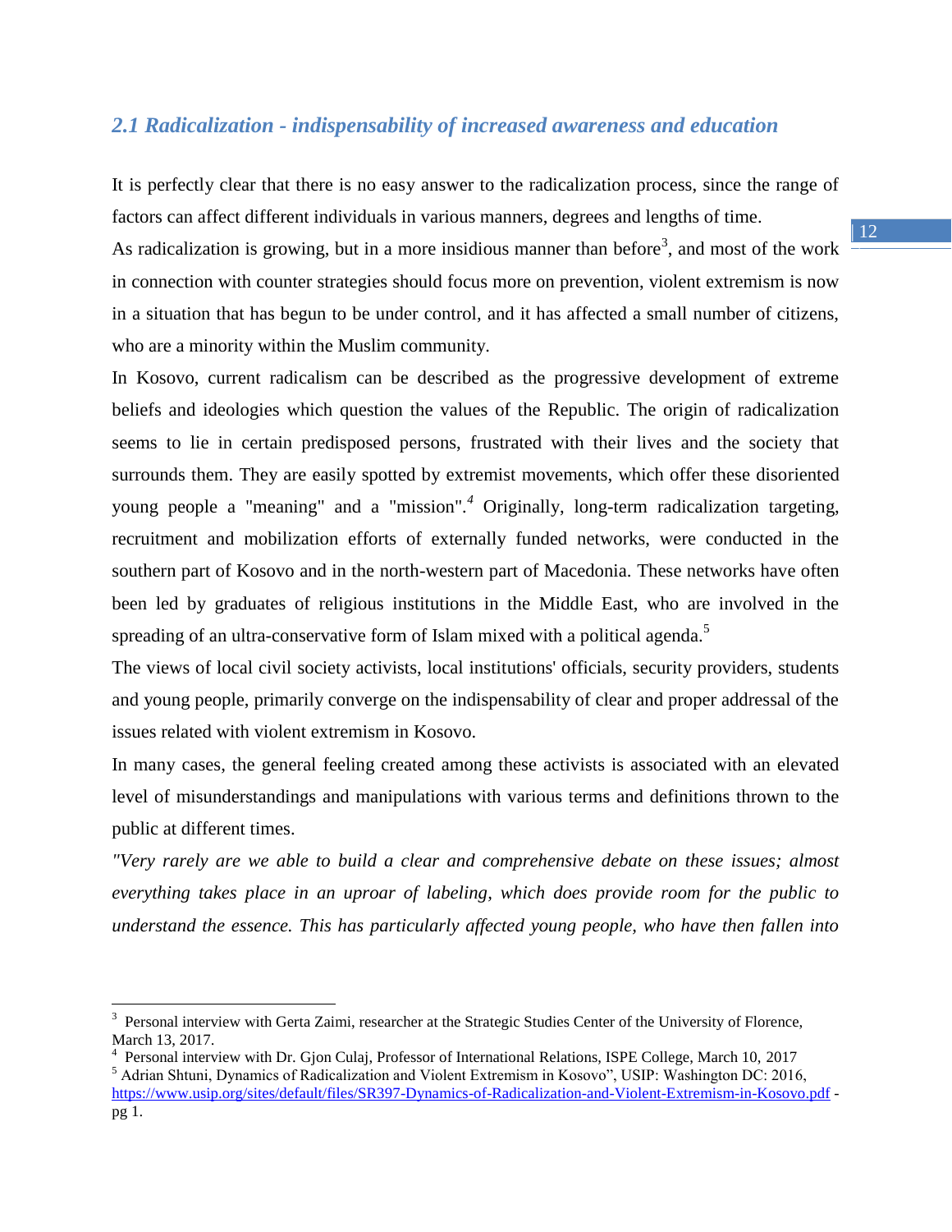## 2.1 Radicalization - indispensability of increased awareness and education

It is perfectly clear that there is no easy answer to the radicalization process, since the range of factors can affect different individuals in various manners, degrees and lengths of time.

As radicalization is growing, but in a more insidious manner than before[3], and most of the work in connection with counter strategies should focus more on prevention, violent extremism is now in a situation that has begun to be under control, and it has affected a small number of citizens, who are a minority within the Muslim community.

In Kosovo, current radicalism can be described as the progressive development of extreme beliefs and ideologies which question the values of the Republic. The origin of radicalization seems to lie in certain predisposed persons, frustrated with their lives and the society that surrounds them. They are easily spotted by extremist movements, which offer these disoriented young people a "meaning" and a "mission".[4] Originally, long-term radicalization targeting, recruitment and mobilization efforts of externally funded networks, were conducted in the southern part of Kosovo and in the north-western part of Macedonia. These networks have often been led by graduates of religious institutions in the Middle East, who are involved in the spreading of an ultra-conservative form of Islam mixed with a political agenda.[5]

The views of local civil society activists, local institutions' officials, security providers, students and young people, primarily converge on the indispensability of clear and proper addressal of the issues related with violent extremism in Kosovo.

In many cases, the general feeling created among these activists is associated with an elevated level of misunderstandings and manipulations with various terms and definitions thrown to the public at different times.

*"Very rarely are we able to build a clear and comprehensive debate on these issues; almost everything takes place in an uproar of labeling, which does provide room for the public to understand the essence. This has particularly affected young people, who have then fallen into*

---

[3] Personal interview with Gerta Zaimi, researcher at the Strategic Studies Center of the University of Florence, March 13, 2017.

[4] Personal interview with Dr. Gjon Culaj, Professor of International Relations, ISPE College, March 10, 2017

[5] Adrian Shtuni, Dynamics of Radicalization and Violent Extremism in Kosovo", USIP: Washington DC: 2016, https://www.usip.org/sites/default/files/SR397-Dynamics-of-Radicalization-and-Violent-Extremism-in-Kosovo.pdf - pg 1.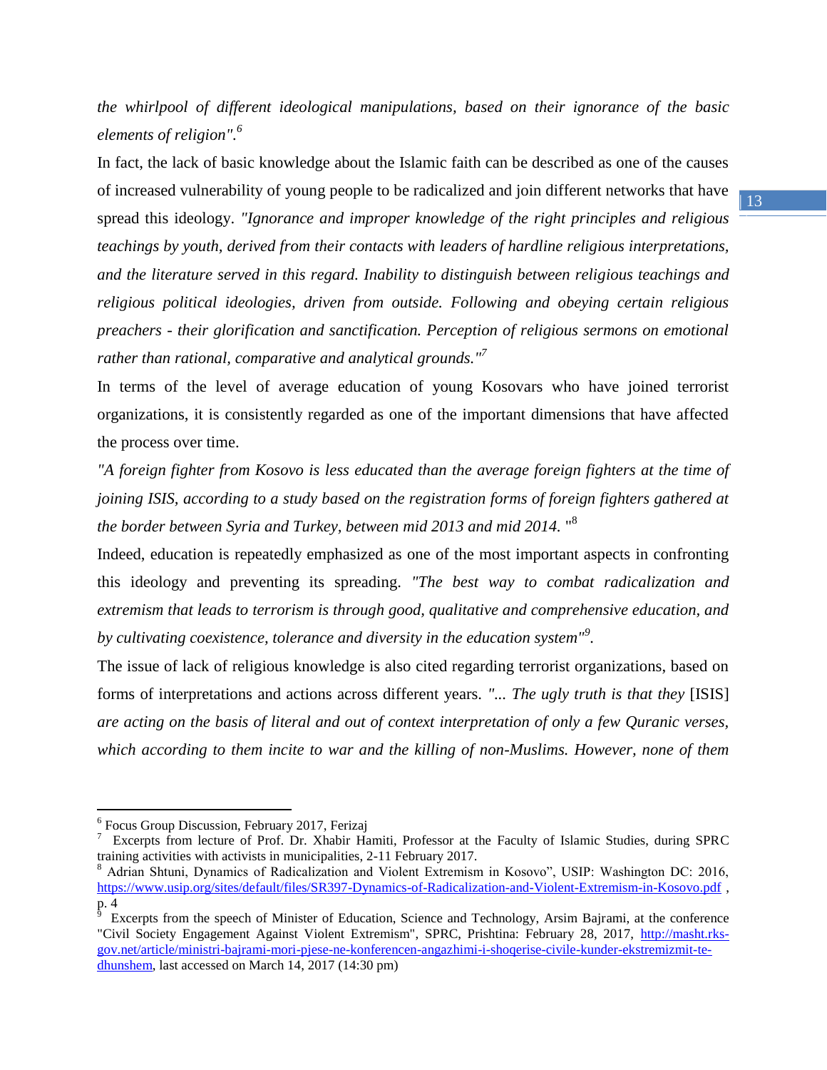*the whirlpool of different ideological manipulations, based on their ignorance of the basic elements of religion".*[6]

In fact, the lack of basic knowledge about the Islamic faith can be described as one of the causes of increased vulnerability of young people to be radicalized and join different networks that have spread this ideology. *"Ignorance and improper knowledge of the right principles and religious teachings by youth, derived from their contacts with leaders of hardline religious interpretations, and the literature served in this regard. Inability to distinguish between religious teachings and religious political ideologies, driven from outside. Following and obeying certain religious preachers - their glorification and sanctification. Perception of religious sermons on emotional rather than rational, comparative and analytical grounds."*[7]

In terms of the level of average education of young Kosovars who have joined terrorist organizations, it is consistently regarded as one of the important dimensions that have affected the process over time.

*"A foreign fighter from Kosovo is less educated than the average foreign fighters at the time of joining ISIS, according to a study based on the registration forms of foreign fighters gathered at the border between Syria and Turkey, between mid 2013 and mid 2014.* "[8]

Indeed, education is repeatedly emphasized as one of the most important aspects in confronting this ideology and preventing its spreading. *"The best way to combat radicalization and extremism that leads to terrorism is through good, qualitative and comprehensive education, and by cultivating coexistence, tolerance and diversity in the education system"*[9].

The issue of lack of religious knowledge is also cited regarding terrorist organizations, based on forms of interpretations and actions across different years. *"... The ugly truth is that they* [ISIS] *are acting on the basis of literal and out of context interpretation of only a few Quranic verses, which according to them incite to war and the killing of non-Muslims. However, none of them*

---

[6] Focus Group Discussion, February 2017, Ferizaj

[7] Excerpts from lecture of Prof. Dr. Xhabir Hamiti, Professor at the Faculty of Islamic Studies, during SPRC training activities with activists in municipalities, 2-11 February 2017.

[8] Adrian Shtuni, Dynamics of Radicalization and Violent Extremism in Kosovo", USIP: Washington DC: 2016, https://www.usip.org/sites/default/files/SR397-Dynamics-of-Radicalization-and-Violent-Extremism-in-Kosovo.pdf , p. 4

[9] Excerpts from the speech of Minister of Education, Science and Technology, Arsim Bajrami, at the conference "Civil Society Engagement Against Violent Extremism", SPRC, Prishtina: February 28, 2017, http://masht.rks-gov.net/article/ministri-bajrami-mori-pjese-ne-konferencen-angazhimi-i-shoqerise-civile-kunder-ekstremizmit-te-dhunshem, last accessed on March 14, 2017 (14:30 pm)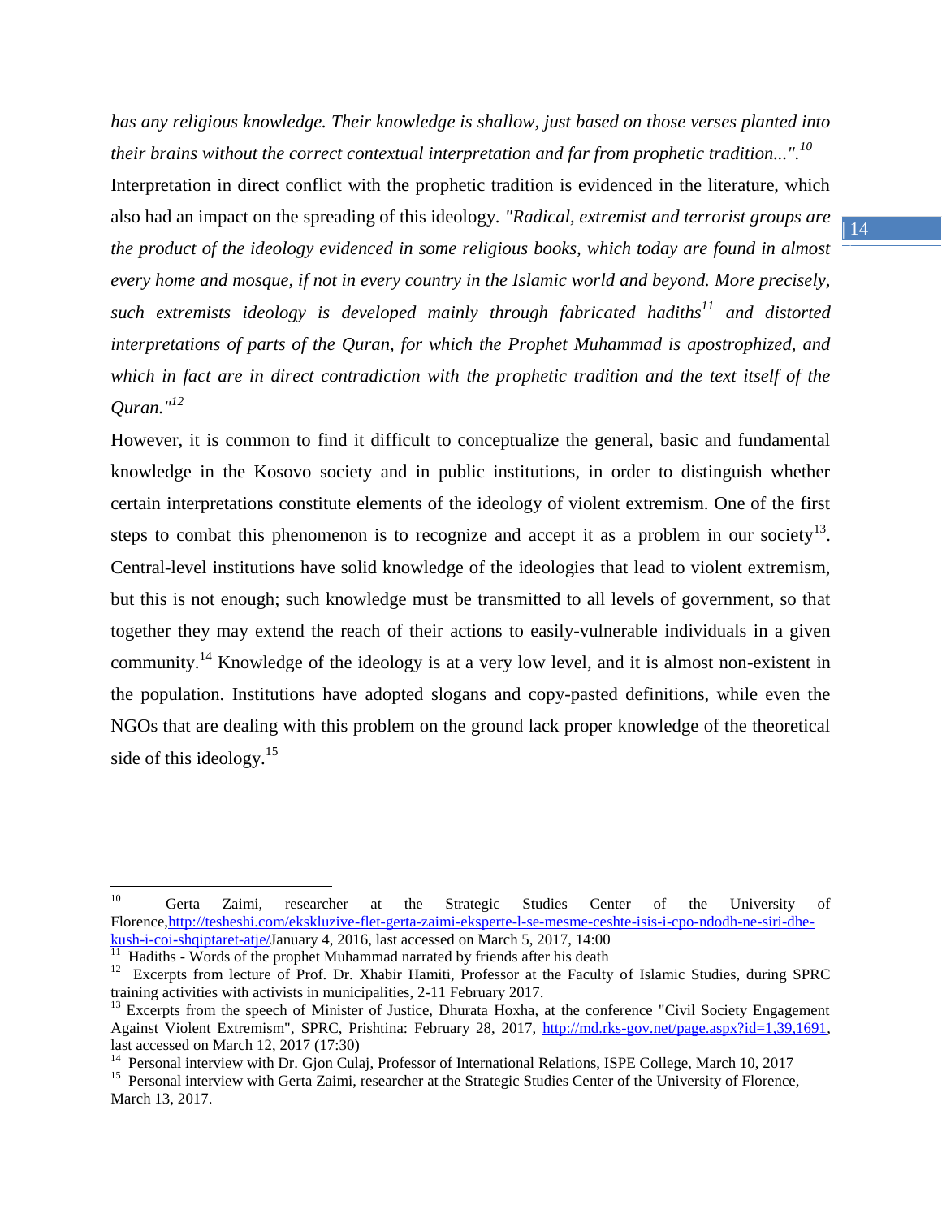*has any religious knowledge. Their knowledge is shallow, just based on those verses planted into their brains without the correct contextual interpretation and far from prophetic tradition...".*[10]

Interpretation in direct conflict with the prophetic tradition is evidenced in the literature, which also had an impact on the spreading of this ideology. *"Radical, extremist and terrorist groups are the product of the ideology evidenced in some religious books, which today are found in almost every home and mosque, if not in every country in the Islamic world and beyond. More precisely, such extremists ideology is developed mainly through fabricated hadiths*[11] *and distorted interpretations of parts of the Quran, for which the Prophet Muhammad is apostrophized, and which in fact are in direct contradiction with the prophetic tradition and the text itself of the Quran."*[12]

However, it is common to find it difficult to conceptualize the general, basic and fundamental knowledge in the Kosovo society and in public institutions, in order to distinguish whether certain interpretations constitute elements of the ideology of violent extremism. One of the first steps to combat this phenomenon is to recognize and accept it as a problem in our society[13]. Central-level institutions have solid knowledge of the ideologies that lead to violent extremism, but this is not enough; such knowledge must be transmitted to all levels of government, so that together they may extend the reach of their actions to easily-vulnerable individuals in a given community.[14] Knowledge of the ideology is at a very low level, and it is almost non-existent in the population. Institutions have adopted slogans and copy-pasted definitions, while even the NGOs that are dealing with this problem on the ground lack proper knowledge of the theoretical side of this ideology.[15]

---

[10] Gerta Zaimi, researcher at the Strategic Studies Center of the University of Florence, http://tesheshi.com/ekskluzive-flet-gerta-zaimi-eksperte-l-se-mesme-ceshte-isis-i-cpo-ndodh-ne-siri-dhe-kush-i-coi-shqiptaret-atje/ January 4, 2016, last accessed on March 5, 2017, 14:00

[11] Hadiths - Words of the prophet Muhammad narrated by friends after his death

[12] Excerpts from lecture of Prof. Dr. Xhabir Hamiti, Professor at the Faculty of Islamic Studies, during SPRC training activities with activists in municipalities, 2-11 February 2017.

[13] Excerpts from the speech of Minister of Justice, Dhurata Hoxha, at the conference "Civil Society Engagement Against Violent Extremism", SPRC, Prishtina: February 28, 2017, http://md.rks-gov.net/page.aspx?id=1,39,1691, last accessed on March 12, 2017 (17:30)

[14] Personal interview with Dr. Gjon Culaj, Professor of International Relations, ISPE College, March 10, 2017

[15] Personal interview with Gerta Zaimi, researcher at the Strategic Studies Center of the University of Florence, March 13, 2017.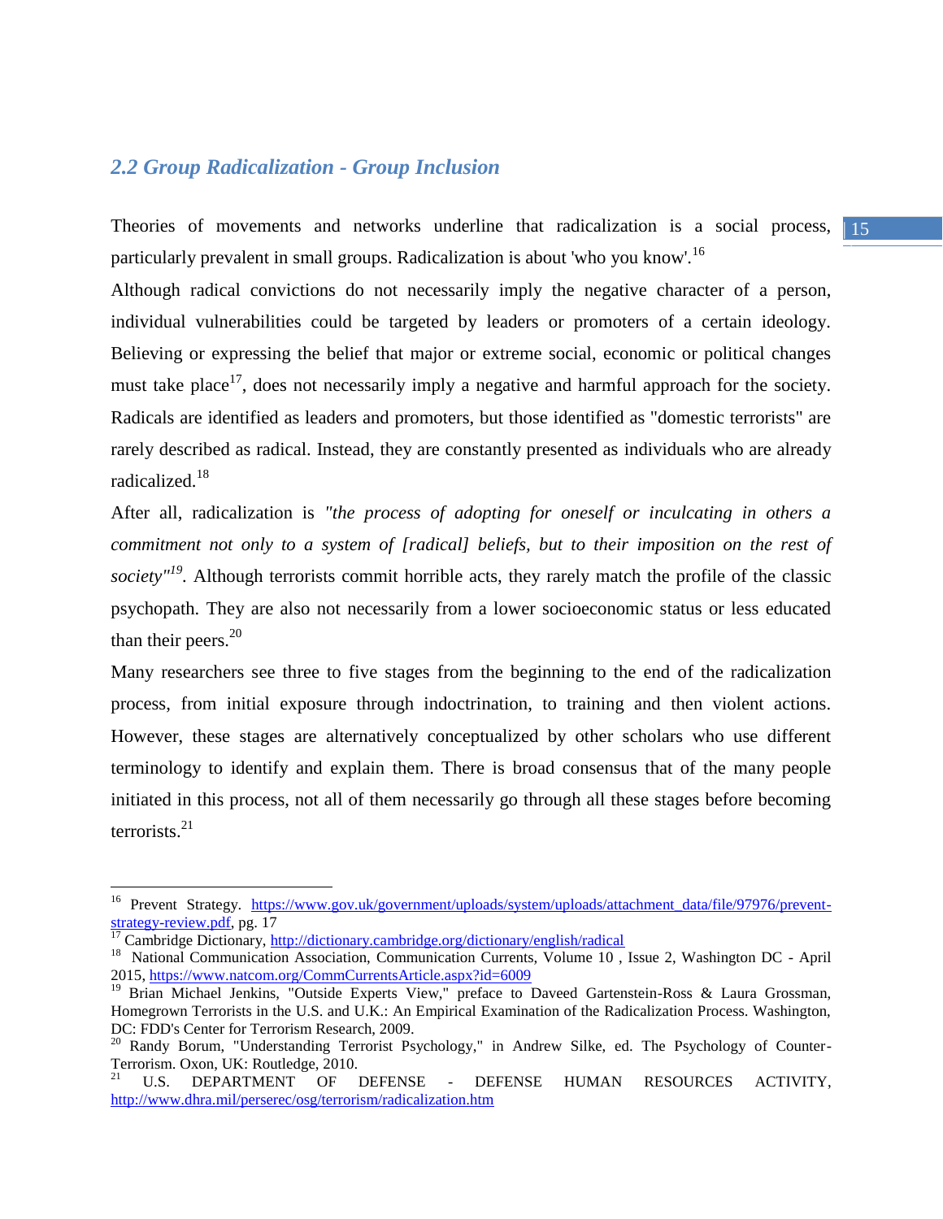## *2.2 Group Radicalization - Group Inclusion*

Theories of movements and networks underline that radicalization is a social process, particularly prevalent in small groups. Radicalization is about 'who you know'.[16]

Although radical convictions do not necessarily imply the negative character of a person, individual vulnerabilities could be targeted by leaders or promoters of a certain ideology. Believing or expressing the belief that major or extreme social, economic or political changes must take place[17], does not necessarily imply a negative and harmful approach for the society. Radicals are identified as leaders and promoters, but those identified as "domestic terrorists" are rarely described as radical. Instead, they are constantly presented as individuals who are already radicalized.[18]

After all, radicalization is *"the process of adopting for oneself or inculcating in others a commitment not only to a system of [radical] beliefs, but to their imposition on the rest of society"*[19]. Although terrorists commit horrible acts, they rarely match the profile of the classic psychopath. They are also not necessarily from a lower socioeconomic status or less educated than their peers.[20]

Many researchers see three to five stages from the beginning to the end of the radicalization process, from initial exposure through indoctrination, to training and then violent actions. However, these stages are alternatively conceptualized by other scholars who use different terminology to identify and explain them. There is broad consensus that of the many people initiated in this process, not all of them necessarily go through all these stages before becoming terrorists.[21]

---

[16] Prevent Strategy. https://www.gov.uk/government/uploads/system/uploads/attachment_data/file/97976/prevent-strategy-review.pdf, pg. 17

[17] Cambridge Dictionary, http://dictionary.cambridge.org/dictionary/english/radical

[18] National Communication Association, Communication Currents, Volume 10 , Issue 2, Washington DC - April 2015, https://www.natcom.org/CommCurrentsArticle.aspx?id=6009

[19] Brian Michael Jenkins, "Outside Experts View," preface to Daveed Gartenstein-Ross & Laura Grossman, Homegrown Terrorists in the U.S. and U.K.: An Empirical Examination of the Radicalization Process. Washington, DC: FDD's Center for Terrorism Research, 2009.

[20] Randy Borum, "Understanding Terrorist Psychology," in Andrew Silke, ed. The Psychology of Counter-Terrorism. Oxon, UK: Routledge, 2010.

[21] U.S. DEPARTMENT OF DEFENSE - DEFENSE HUMAN RESOURCES ACTIVITY, http://www.dhra.mil/perserec/osg/terrorism/radicalization.htm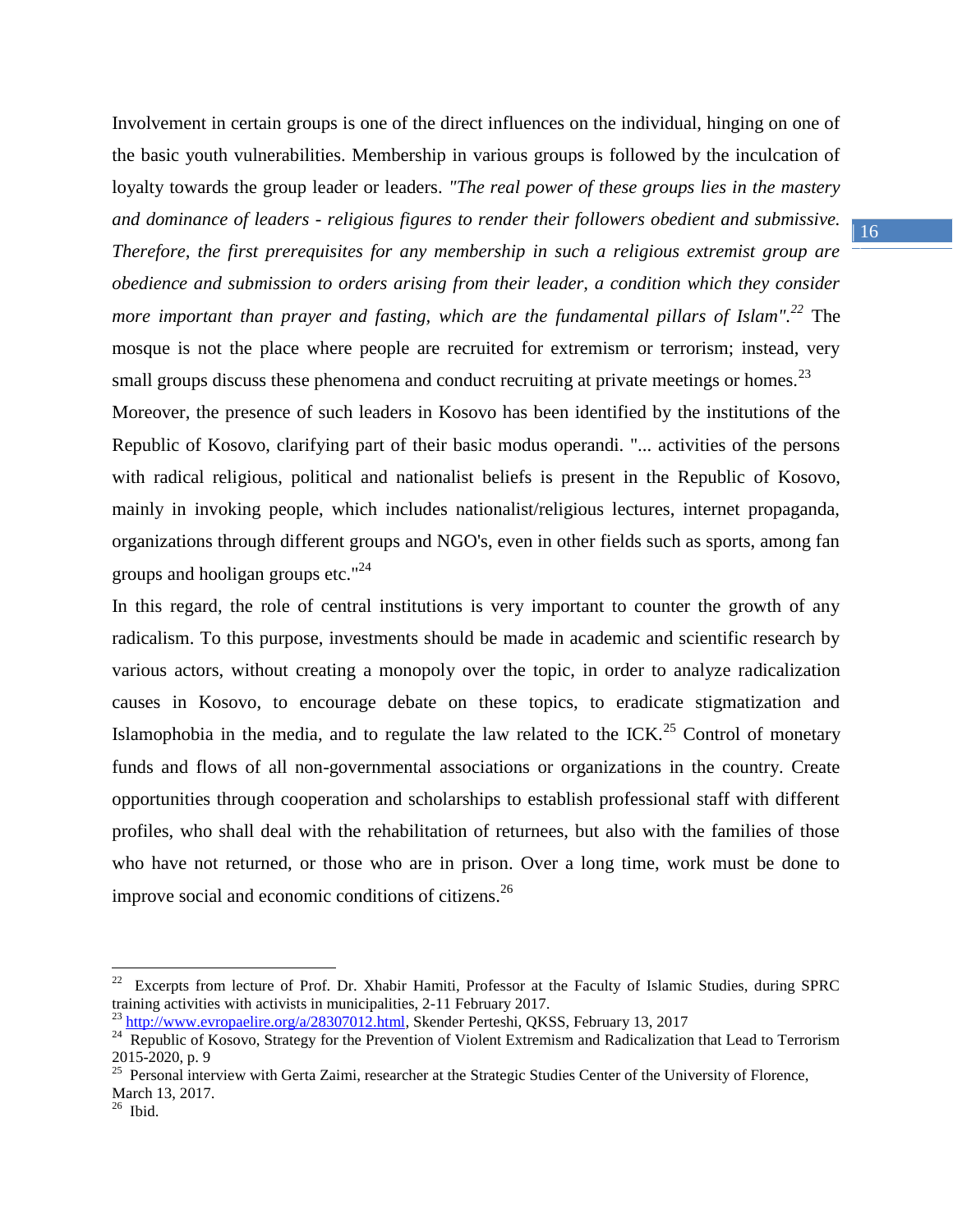Involvement in certain groups is one of the direct influences on the individual, hinging on one of the basic youth vulnerabilities. Membership in various groups is followed by the inculcation of loyalty towards the group leader or leaders. *"The real power of these groups lies in the mastery and dominance of leaders - religious figures to render their followers obedient and submissive. Therefore, the first prerequisites for any membership in such a religious extremist group are obedience and submission to orders arising from their leader, a condition which they consider more important than prayer and fasting, which are the fundamental pillars of Islam".*[22] The mosque is not the place where people are recruited for extremism or terrorism; instead, very small groups discuss these phenomena and conduct recruiting at private meetings or homes.[23]

Moreover, the presence of such leaders in Kosovo has been identified by the institutions of the Republic of Kosovo, clarifying part of their basic modus operandi. "... activities of the persons with radical religious, political and nationalist beliefs is present in the Republic of Kosovo, mainly in invoking people, which includes nationalist/religious lectures, internet propaganda, organizations through different groups and NGO's, even in other fields such as sports, among fan groups and hooligan groups etc."[24]

In this regard, the role of central institutions is very important to counter the growth of any radicalism. To this purpose, investments should be made in academic and scientific research by various actors, without creating a monopoly over the topic, in order to analyze radicalization causes in Kosovo, to encourage debate on these topics, to eradicate stigmatization and Islamophobia in the media, and to regulate the law related to the ICK.[25] Control of monetary funds and flows of all non-governmental associations or organizations in the country. Create opportunities through cooperation and scholarships to establish professional staff with different profiles, who shall deal with the rehabilitation of returnees, but also with the families of those who have not returned, or those who are in prison. Over a long time, work must be done to improve social and economic conditions of citizens.[26]

---

[22] Excerpts from lecture of Prof. Dr. Xhabir Hamiti, Professor at the Faculty of Islamic Studies, during SPRC training activities with activists in municipalities, 2-11 February 2017.

[23] http://www.evropaelire.org/a/28307012.html, Skender Perteshi, QKSS, February 13, 2017

[24] Republic of Kosovo, Strategy for the Prevention of Violent Extremism and Radicalization that Lead to Terrorism 2015-2020, p. 9

[25] Personal interview with Gerta Zaimi, researcher at the Strategic Studies Center of the University of Florence, March 13, 2017.

[26] Ibid.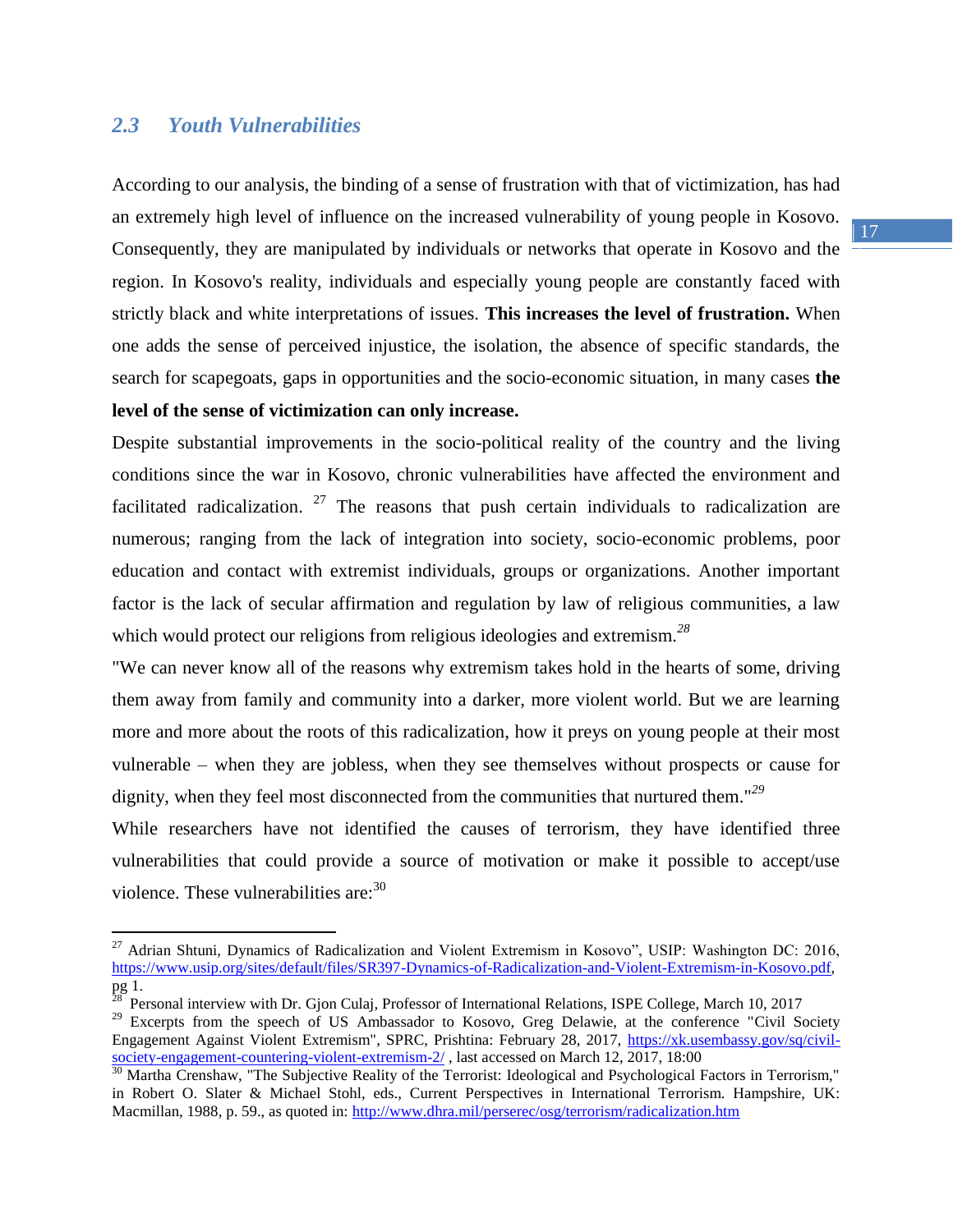## *2.3 Youth Vulnerabilities*

According to our analysis, the binding of a sense of frustration with that of victimization, has had an extremely high level of influence on the increased vulnerability of young people in Kosovo. Consequently, they are manipulated by individuals or networks that operate in Kosovo and the region. In Kosovo's reality, individuals and especially young people are constantly faced with strictly black and white interpretations of issues. **This increases the level of frustration.** When one adds the sense of perceived injustice, the isolation, the absence of specific standards, the search for scapegoats, gaps in opportunities and the socio-economic situation, in many cases **the level of the sense of victimization can only increase.**

Despite substantial improvements in the socio-political reality of the country and the living conditions since the war in Kosovo, chronic vulnerabilities have affected the environment and facilitated radicalization. [27] The reasons that push certain individuals to radicalization are numerous; ranging from the lack of integration into society, socio-economic problems, poor education and contact with extremist individuals, groups or organizations. Another important factor is the lack of secular affirmation and regulation by law of religious communities, a law which would protect our religions from religious ideologies and extremism.[28]

"We can never know all of the reasons why extremism takes hold in the hearts of some, driving them away from family and community into a darker, more violent world. But we are learning more and more about the roots of this radicalization, how it preys on young people at their most vulnerable – when they are jobless, when they see themselves without prospects or cause for dignity, when they feel most disconnected from the communities that nurtured them."[29]

While researchers have not identified the causes of terrorism, they have identified three vulnerabilities that could provide a source of motivation or make it possible to accept/use violence. These vulnerabilities are:[30]

---

[27] Adrian Shtuni, Dynamics of Radicalization and Violent Extremism in Kosovo", USIP: Washington DC: 2016, https://www.usip.org/sites/default/files/SR397-Dynamics-of-Radicalization-and-Violent-Extremism-in-Kosovo.pdf, pg 1.

[28] Personal interview with Dr. Gjon Culaj, Professor of International Relations, ISPE College, March 10, 2017

[29] Excerpts from the speech of US Ambassador to Kosovo, Greg Delawie, at the conference "Civil Society Engagement Against Violent Extremism", SPRC, Prishtina: February 28, 2017, https://xk.usembassy.gov/sq/civil-society-engagement-countering-violent-extremism-2/ , last accessed on March 12, 2017, 18:00

[30] Martha Crenshaw, "The Subjective Reality of the Terrorist: Ideological and Psychological Factors in Terrorism," in Robert O. Slater & Michael Stohl, eds., Current Perspectives in International Terrorism. Hampshire, UK: Macmillan, 1988, p. 59., as quoted in: http://www.dhra.mil/perserec/osg/terrorism/radicalization.htm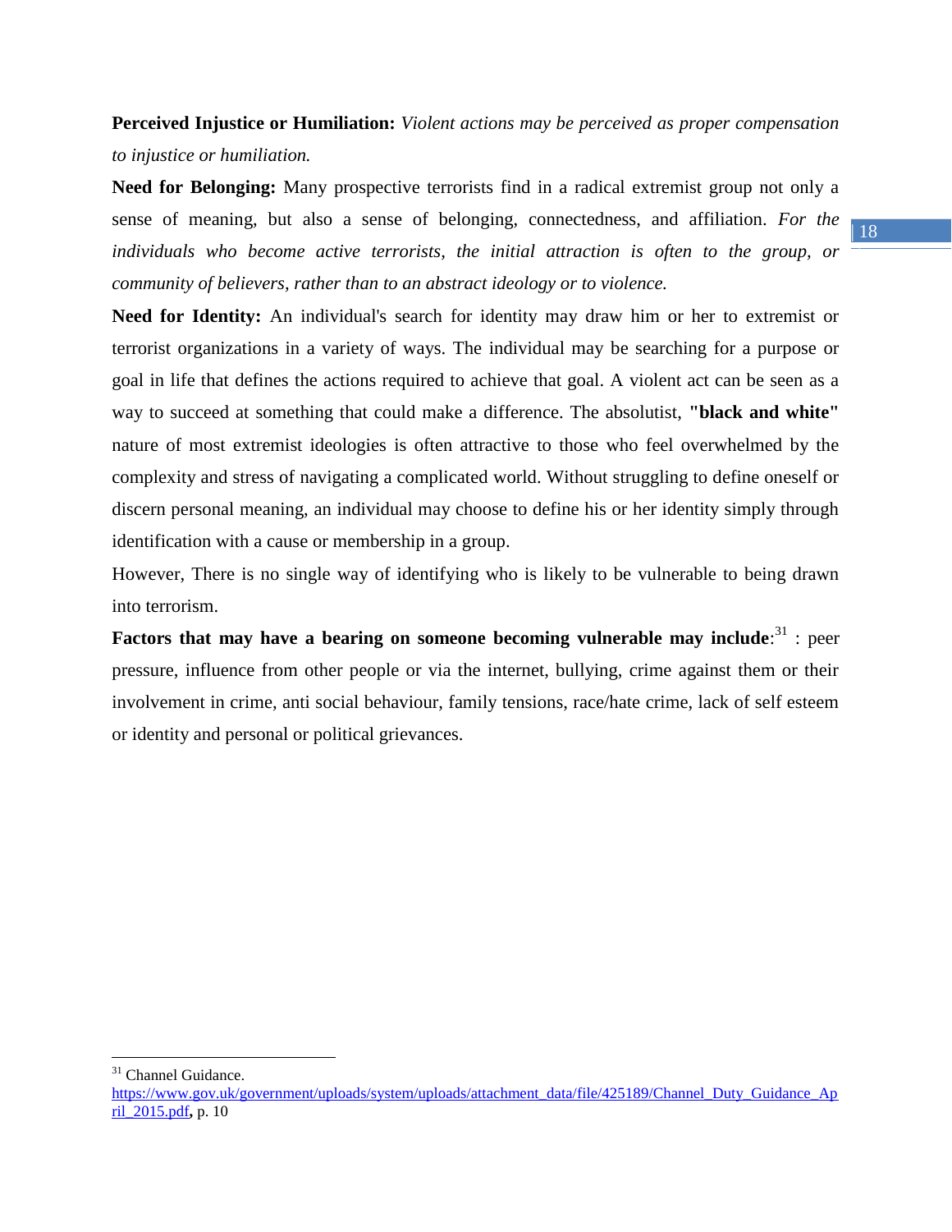**Perceived Injustice or Humiliation:** *Violent actions may be perceived as proper compensation to injustice or humiliation.*

**Need for Belonging:** Many prospective terrorists find in a radical extremist group not only a sense of meaning, but also a sense of belonging, connectedness, and affiliation. *For the individuals who become active terrorists, the initial attraction is often to the group, or community of believers, rather than to an abstract ideology or to violence.*

**Need for Identity:** An individual's search for identity may draw him or her to extremist or terrorist organizations in a variety of ways. The individual may be searching for a purpose or goal in life that defines the actions required to achieve that goal. A violent act can be seen as a way to succeed at something that could make a difference. The absolutist, **"black and white"** nature of most extremist ideologies is often attractive to those who feel overwhelmed by the complexity and stress of navigating a complicated world. Without struggling to define oneself or discern personal meaning, an individual may choose to define his or her identity simply through identification with a cause or membership in a group.

However, There is no single way of identifying who is likely to be vulnerable to being drawn into terrorism.

**Factors that may have a bearing on someone becoming vulnerable may include**:[31] : peer pressure, influence from other people or via the internet, bullying, crime against them or their involvement in crime, anti social behaviour, family tensions, race/hate crime, lack of self esteem or identity and personal or political grievances.

---

[31] Channel Guidance. https://www.gov.uk/government/uploads/system/uploads/attachment_data/file/425189/Channel_Duty_Guidance_April_2015.pdf**,** p. 10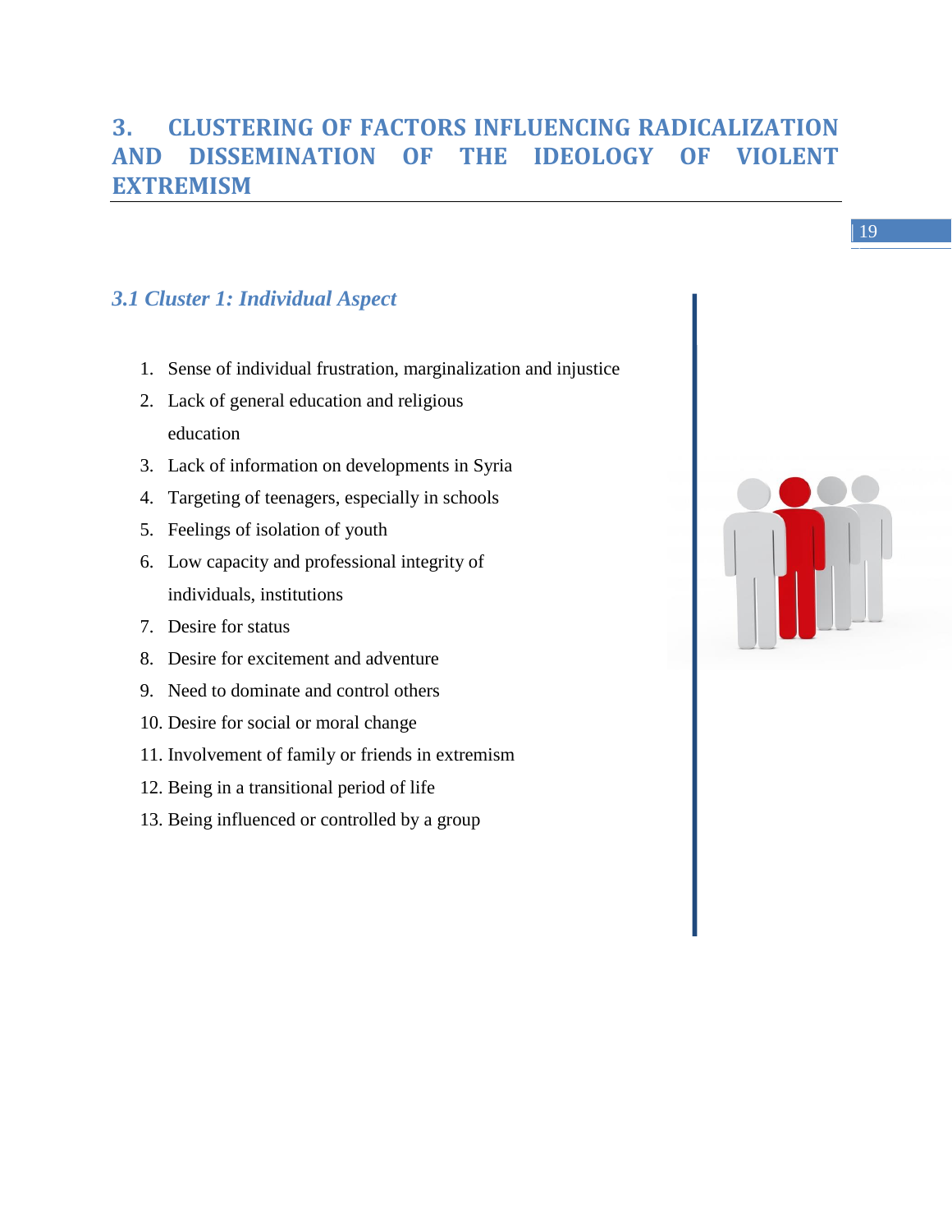# 3. CLUSTERING OF FACTORS INFLUENCING RADICALIZATION AND DISSEMINATION OF THE IDEOLOGY OF VIOLENT EXTREMISM

## *3.1 Cluster 1: Individual Aspect*

1. Sense of individual frustration, marginalization and injustice
2. Lack of general education and religious education
3. Lack of information on developments in Syria
4. Targeting of teenagers, especially in schools
5. Feelings of isolation of youth
6. Low capacity and professional integrity of individuals, institutions
7. Desire for status
8. Desire for excitement and adventure
9. Need to dominate and control others
10. Desire for social or moral change
11. Involvement of family or friends in extremism
12. Being in a transitional period of life
13. Being influenced or controlled by a group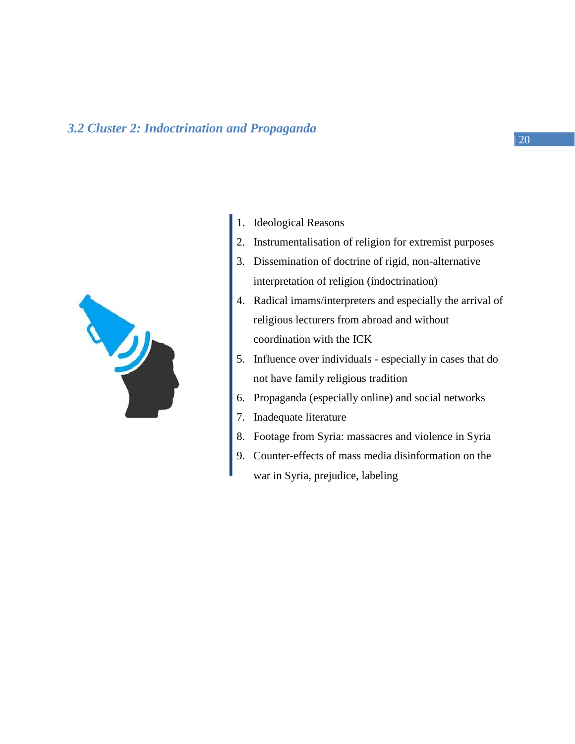### *3.2 Cluster 2: Indoctrination and Propaganda*

1. Ideological Reasons
2. Instrumentalisation of religion for extremist purposes
3. Dissemination of doctrine of rigid, non-alternative interpretation of religion (indoctrination)
4. Radical imams/interpreters and especially the arrival of religious lecturers from abroad and without coordination with the ICK
5. Influence over individuals - especially in cases that do not have family religious tradition
6. Propaganda (especially online) and social networks
7. Inadequate literature
8. Footage from Syria: massacres and violence in Syria
9. Counter-effects of mass media disinformation on the war in Syria, prejudice, labeling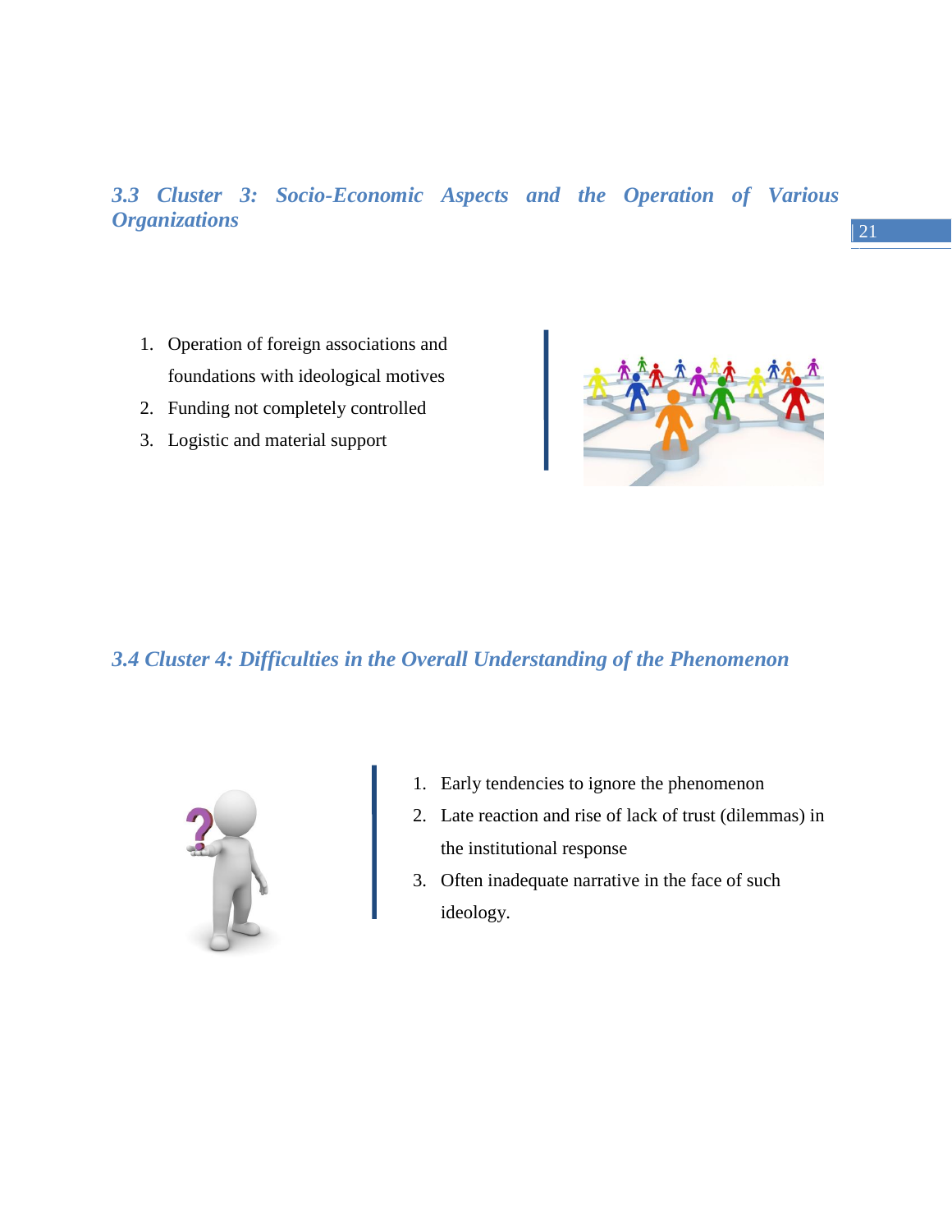### *3.3 Cluster 3: Socio-Economic Aspects and the Operation of Various Organizations*

1. Operation of foreign associations and foundations with ideological motives
2. Funding not completely controlled
3. Logistic and material support

### *3.4 Cluster 4: Difficulties in the Overall Understanding of the Phenomenon*

1. Early tendencies to ignore the phenomenon
2. Late reaction and rise of lack of trust (dilemmas) in the institutional response
3. Often inadequate narrative in the face of such ideology.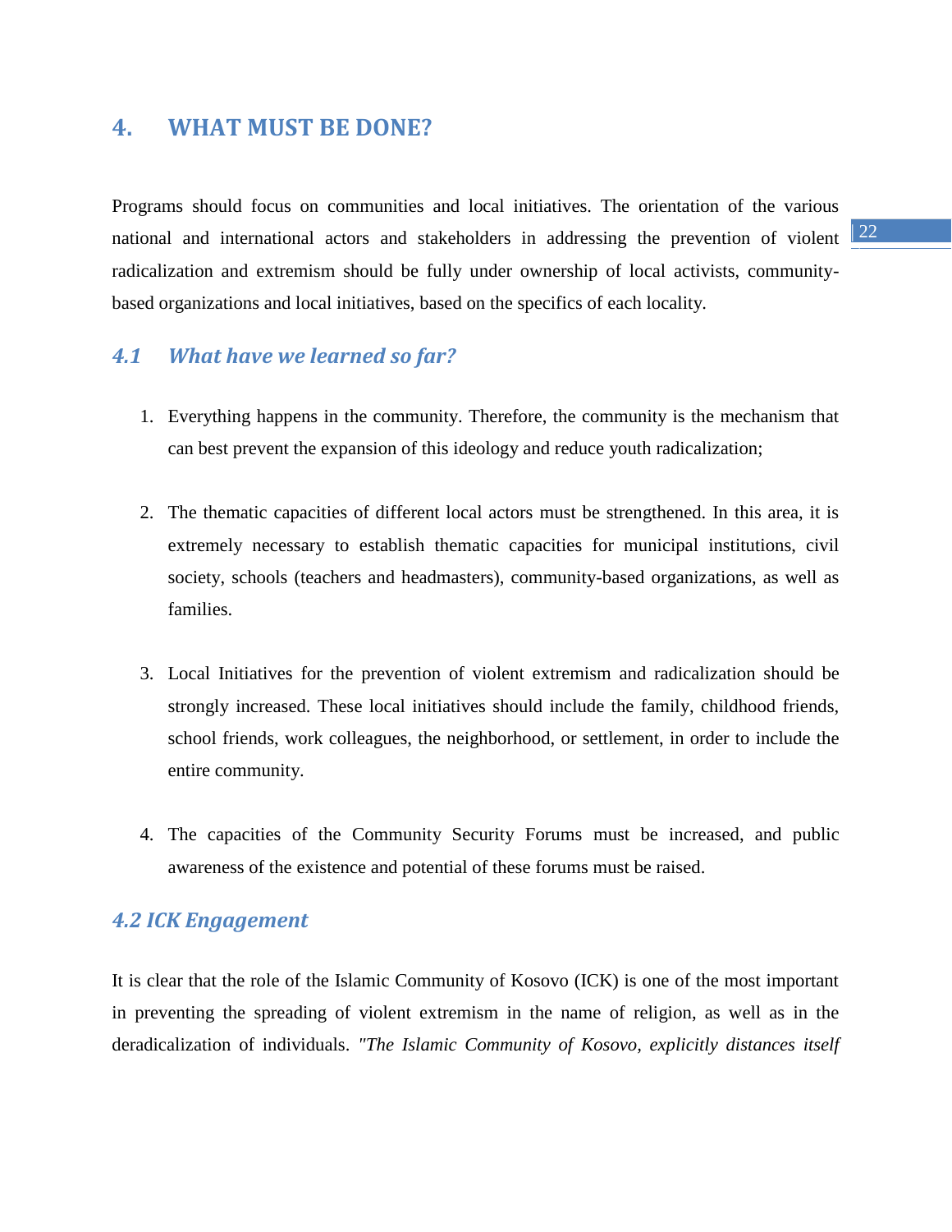# 4. WHAT MUST BE DONE?

Programs should focus on communities and local initiatives. The orientation of the various national and international actors and stakeholders in addressing the prevention of violent radicalization and extremism should be fully under ownership of local activists, community-based organizations and local initiatives, based on the specifics of each locality.

## *4.1 What have we learned so far?*

1. Everything happens in the community. Therefore, the community is the mechanism that can best prevent the expansion of this ideology and reduce youth radicalization;

2. The thematic capacities of different local actors must be strengthened. In this area, it is extremely necessary to establish thematic capacities for municipal institutions, civil society, schools (teachers and headmasters), community-based organizations, as well as families.

3. Local Initiatives for the prevention of violent extremism and radicalization should be strongly increased. These local initiatives should include the family, childhood friends, school friends, work colleagues, the neighborhood, or settlement, in order to include the entire community.

4. The capacities of the Community Security Forums must be increased, and public awareness of the existence and potential of these forums must be raised.

## *4.2 ICK Engagement*

It is clear that the role of the Islamic Community of Kosovo (ICK) is one of the most important in preventing the spreading of violent extremism in the name of religion, as well as in the deradicalization of individuals. *"The Islamic Community of Kosovo, explicitly distances itself*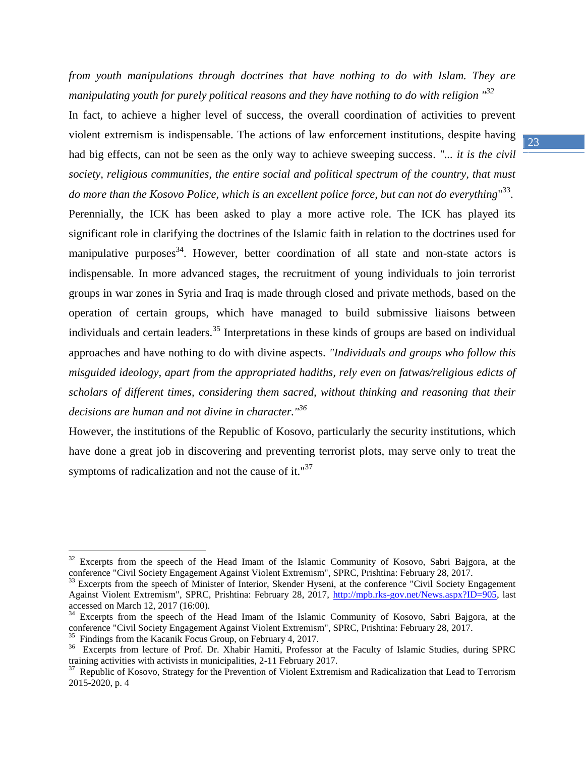*from youth manipulations through doctrines that have nothing to do with Islam. They are manipulating youth for purely political reasons and they have nothing to do with religion "*[32]

In fact, to achieve a higher level of success, the overall coordination of activities to prevent violent extremism is indispensable. The actions of law enforcement institutions, despite having had big effects, can not be seen as the only way to achieve sweeping success. *"... it is the civil society, religious communities, the entire social and political spectrum of the country, that must do more than the Kosovo Police, which is an excellent police force, but can not do everything*"[33]. Perennially, the ICK has been asked to play a more active role. The ICK has played its significant role in clarifying the doctrines of the Islamic faith in relation to the doctrines used for manipulative purposes[34]. However, better coordination of all state and non-state actors is indispensable. In more advanced stages, the recruitment of young individuals to join terrorist groups in war zones in Syria and Iraq is made through closed and private methods, based on the operation of certain groups, which have managed to build submissive liaisons between individuals and certain leaders.[35] Interpretations in these kinds of groups are based on individual approaches and have nothing to do with divine aspects. *"Individuals and groups who follow this misguided ideology, apart from the appropriated hadiths, rely even on fatwas/religious edicts of scholars of different times, considering them sacred, without thinking and reasoning that their decisions are human and not divine in character."*[36]

However, the institutions of the Republic of Kosovo, particularly the security institutions, which have done a great job in discovering and preventing terrorist plots, may serve only to treat the symptoms of radicalization and not the cause of it."[37]

---

[32] Excerpts from the speech of the Head Imam of the Islamic Community of Kosovo, Sabri Bajgora, at the conference "Civil Society Engagement Against Violent Extremism", SPRC, Prishtina: February 28, 2017.

[33] Excerpts from the speech of Minister of Interior, Skender Hyseni, at the conference "Civil Society Engagement Against Violent Extremism", SPRC, Prishtina: February 28, 2017, http://mpb.rks-gov.net/News.aspx?ID=905, last accessed on March 12, 2017 (16:00).

[34] Excerpts from the speech of the Head Imam of the Islamic Community of Kosovo, Sabri Bajgora, at the conference "Civil Society Engagement Against Violent Extremism", SPRC, Prishtina: February 28, 2017.

[35] Findings from the Kacanik Focus Group, on February 4, 2017.

[36] Excerpts from lecture of Prof. Dr. Xhabir Hamiti, Professor at the Faculty of Islamic Studies, during SPRC training activities with activists in municipalities, 2-11 February 2017.

[37] Republic of Kosovo, Strategy for the Prevention of Violent Extremism and Radicalization that Lead to Terrorism 2015-2020, p. 4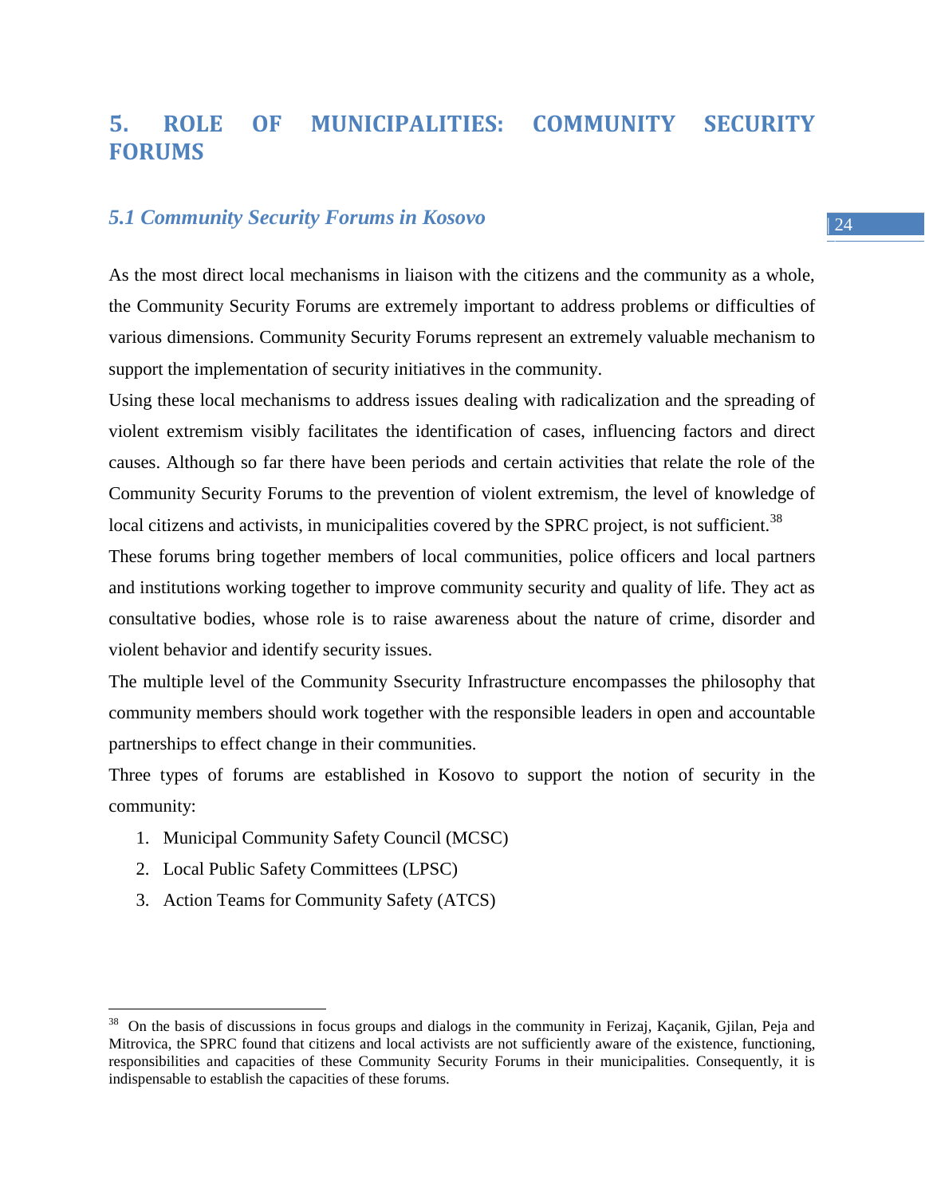# 5. ROLE OF MUNICIPALITIES: COMMUNITY SECURITY FORUMS

## *5.1 Community Security Forums in Kosovo*

As the most direct local mechanisms in liaison with the citizens and the community as a whole, the Community Security Forums are extremely important to address problems or difficulties of various dimensions. Community Security Forums represent an extremely valuable mechanism to support the implementation of security initiatives in the community.

Using these local mechanisms to address issues dealing with radicalization and the spreading of violent extremism visibly facilitates the identification of cases, influencing factors and direct causes. Although so far there have been periods and certain activities that relate the role of the Community Security Forums to the prevention of violent extremism, the level of knowledge of local citizens and activists, in municipalities covered by the SPRC project, is not sufficient.[38]

These forums bring together members of local communities, police officers and local partners and institutions working together to improve community security and quality of life. They act as consultative bodies, whose role is to raise awareness about the nature of crime, disorder and violent behavior and identify security issues.

The multiple level of the Community Ssecurity Infrastructure encompasses the philosophy that community members should work together with the responsible leaders in open and accountable partnerships to effect change in their communities.

Three types of forums are established in Kosovo to support the notion of security in the community:

1. Municipal Community Safety Council (MCSC)
2. Local Public Safety Committees (LPSC)
3. Action Teams for Community Safety (ATCS)

---

[38] On the basis of discussions in focus groups and dialogs in the community in Ferizaj, Kaçanik, Gjilan, Peja and Mitrovica, the SPRC found that citizens and local activists are not sufficiently aware of the existence, functioning, responsibilities and capacities of these Community Security Forums in their municipalities. Consequently, it is indispensable to establish the capacities of these forums.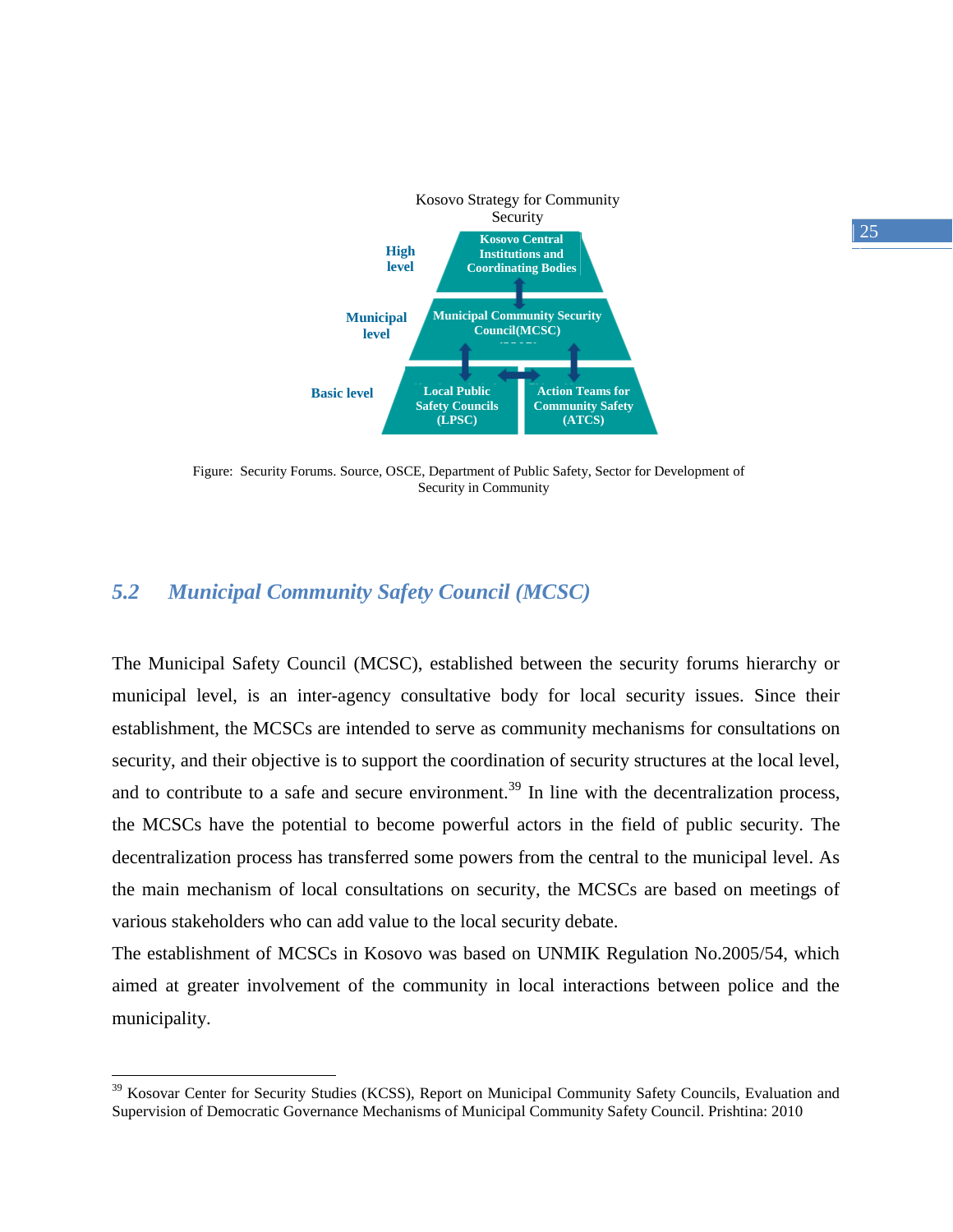Kosovo Strategy for Community Security

| Level | Forum |
| --- | --- |
| High level | Kosovo Central Institutions and Coordinating Bodies |
| Municipal level | Municipal Community Security Council(MCSC) |
| Basic level | Local Public Safety Councils (LPSC) |
| Basic level | Action Teams for Community Safety (ATCS) |

Figure: Security Forums. Source, OSCE, Department of Public Safety, Sector for Development of Security in Community

## 5.2 *Municipal Community Safety Council (MCSC)*

The Municipal Safety Council (MCSC), established between the security forums hierarchy or municipal level, is an inter-agency consultative body for local security issues. Since their establishment, the MCSCs are intended to serve as community mechanisms for consultations on security, and their objective is to support the coordination of security structures at the local level, and to contribute to a safe and secure environment.[39] In line with the decentralization process, the MCSCs have the potential to become powerful actors in the field of public security. The decentralization process has transferred some powers from the central to the municipal level. As the main mechanism of local consultations on security, the MCSCs are based on meetings of various stakeholders who can add value to the local security debate.

The establishment of MCSCs in Kosovo was based on UNMIK Regulation No.2005/54, which aimed at greater involvement of the community in local interactions between police and the municipality.

---

[39] Kosovar Center for Security Studies (KCSS), Report on Municipal Community Safety Councils, Evaluation and Supervision of Democratic Governance Mechanisms of Municipal Community Safety Council. Prishtina: 2010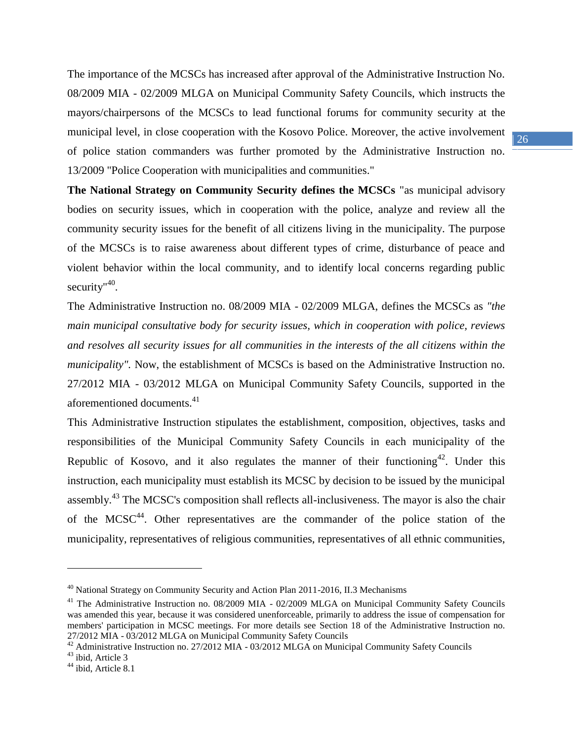The importance of the MCSCs has increased after approval of the Administrative Instruction No. 08/2009 MIA - 02/2009 MLGA on Municipal Community Safety Councils, which instructs the mayors/chairpersons of the MCSCs to lead functional forums for community security at the municipal level, in close cooperation with the Kosovo Police. Moreover, the active involvement of police station commanders was further promoted by the Administrative Instruction no. 13/2009 "Police Cooperation with municipalities and communities."

**The National Strategy on Community Security defines the MCSCs** "as municipal advisory bodies on security issues, which in cooperation with the police, analyze and review all the community security issues for the benefit of all citizens living in the municipality. The purpose of the MCSCs is to raise awareness about different types of crime, disturbance of peace and violent behavior within the local community, and to identify local concerns regarding public security"[40].

The Administrative Instruction no. 08/2009 MIA - 02/2009 MLGA, defines the MCSCs as *"the main municipal consultative body for security issues, which in cooperation with police, reviews and resolves all security issues for all communities in the interests of the all citizens within the municipality".* Now, the establishment of MCSCs is based on the Administrative Instruction no. 27/2012 MIA - 03/2012 MLGA on Municipal Community Safety Councils, supported in the aforementioned documents.[41]

This Administrative Instruction stipulates the establishment, composition, objectives, tasks and responsibilities of the Municipal Community Safety Councils in each municipality of the Republic of Kosovo, and it also regulates the manner of their functioning[42]. Under this instruction, each municipality must establish its MCSC by decision to be issued by the municipal assembly.[43] The MCSC's composition shall reflects all-inclusiveness. The mayor is also the chair of the MCSC[44]. Other representatives are the commander of the police station of the municipality, representatives of religious communities, representatives of all ethnic communities,

---

[40] National Strategy on Community Security and Action Plan 2011-2016, II.3 Mechanisms

[41] The Administrative Instruction no. 08/2009 MIA - 02/2009 MLGA on Municipal Community Safety Councils was amended this year, because it was considered unenforceable, primarily to address the issue of compensation for members' participation in MCSC meetings. For more details see Section 18 of the Administrative Instruction no. 27/2012 MIA - 03/2012 MLGA on Municipal Community Safety Councils

[42] Administrative Instruction no. 27/2012 MIA - 03/2012 MLGA on Municipal Community Safety Councils

[43] ibid, Article 3

[44] ibid, Article 8.1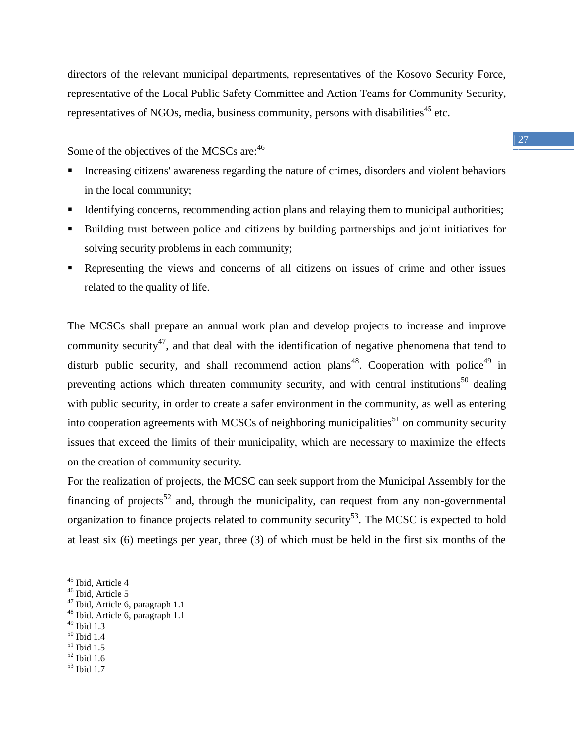directors of the relevant municipal departments, representatives of the Kosovo Security Force, representative of the Local Public Safety Committee and Action Teams for Community Security, representatives of NGOs, media, business community, persons with disabilities[45] etc.

Some of the objectives of the MCSCs are:[46]

- Increasing citizens' awareness regarding the nature of crimes, disorders and violent behaviors in the local community;
- Identifying concerns, recommending action plans and relaying them to municipal authorities;
- Building trust between police and citizens by building partnerships and joint initiatives for solving security problems in each community;
- Representing the views and concerns of all citizens on issues of crime and other issues related to the quality of life.

The MCSCs shall prepare an annual work plan and develop projects to increase and improve community security[47], and that deal with the identification of negative phenomena that tend to disturb public security, and shall recommend action plans[48]. Cooperation with police[49] in preventing actions which threaten community security, and with central institutions[50] dealing with public security, in order to create a safer environment in the community, as well as entering into cooperation agreements with MCSCs of neighboring municipalities[51] on community security issues that exceed the limits of their municipality, which are necessary to maximize the effects on the creation of community security.

For the realization of projects, the MCSC can seek support from the Municipal Assembly for the financing of projects[52] and, through the municipality, can request from any non-governmental organization to finance projects related to community security[53]. The MCSC is expected to hold at least six (6) meetings per year, three (3) of which must be held in the first six months of the

---

[45] Ibid, Article 4
[46] Ibid, Article 5
[47] Ibid, Article 6, paragraph 1.1
[48] Ibid. Article 6, paragraph 1.1
[49] Ibid 1.3
[50] Ibid 1.4
[51] Ibid 1.5
[52] Ibid 1.6
[53] Ibid 1.7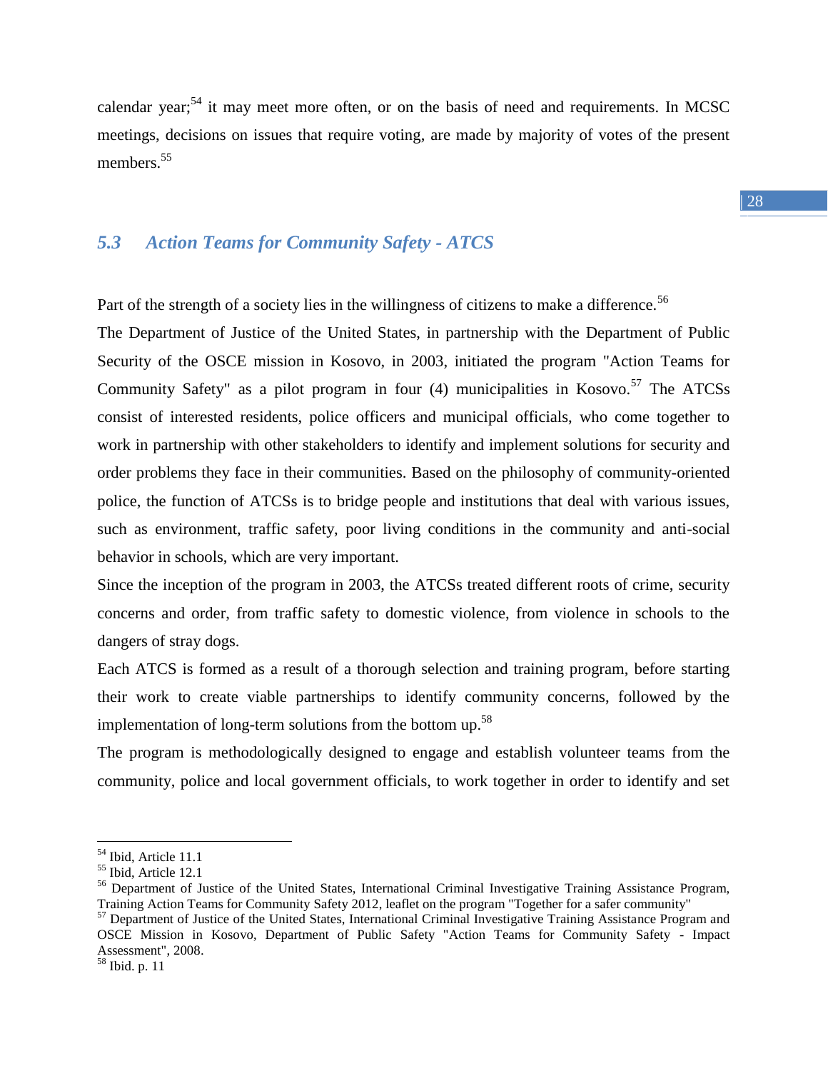calendar year;[54] it may meet more often, or on the basis of need and requirements. In MCSC meetings, decisions on issues that require voting, are made by majority of votes of the present members.[55]

## *5.3 Action Teams for Community Safety - ATCS*

Part of the strength of a society lies in the willingness of citizens to make a difference.[56]

The Department of Justice of the United States, in partnership with the Department of Public Security of the OSCE mission in Kosovo, in 2003, initiated the program "Action Teams for Community Safety" as a pilot program in four (4) municipalities in Kosovo.[57] The ATCSs consist of interested residents, police officers and municipal officials, who come together to work in partnership with other stakeholders to identify and implement solutions for security and order problems they face in their communities. Based on the philosophy of community-oriented police, the function of ATCSs is to bridge people and institutions that deal with various issues, such as environment, traffic safety, poor living conditions in the community and anti-social behavior in schools, which are very important.

Since the inception of the program in 2003, the ATCSs treated different roots of crime, security concerns and order, from traffic safety to domestic violence, from violence in schools to the dangers of stray dogs.

Each ATCS is formed as a result of a thorough selection and training program, before starting their work to create viable partnerships to identify community concerns, followed by the implementation of long-term solutions from the bottom up.[58]

The program is methodologically designed to engage and establish volunteer teams from the community, police and local government officials, to work together in order to identify and set

---

[54] Ibid, Article 11.1

[55] Ibid, Article 12.1

[56] Department of Justice of the United States, International Criminal Investigative Training Assistance Program, Training Action Teams for Community Safety 2012, leaflet on the program "Together for a safer community"

[57] Department of Justice of the United States, International Criminal Investigative Training Assistance Program and OSCE Mission in Kosovo, Department of Public Safety "Action Teams for Community Safety - Impact Assessment", 2008.

[58] Ibid. p. 11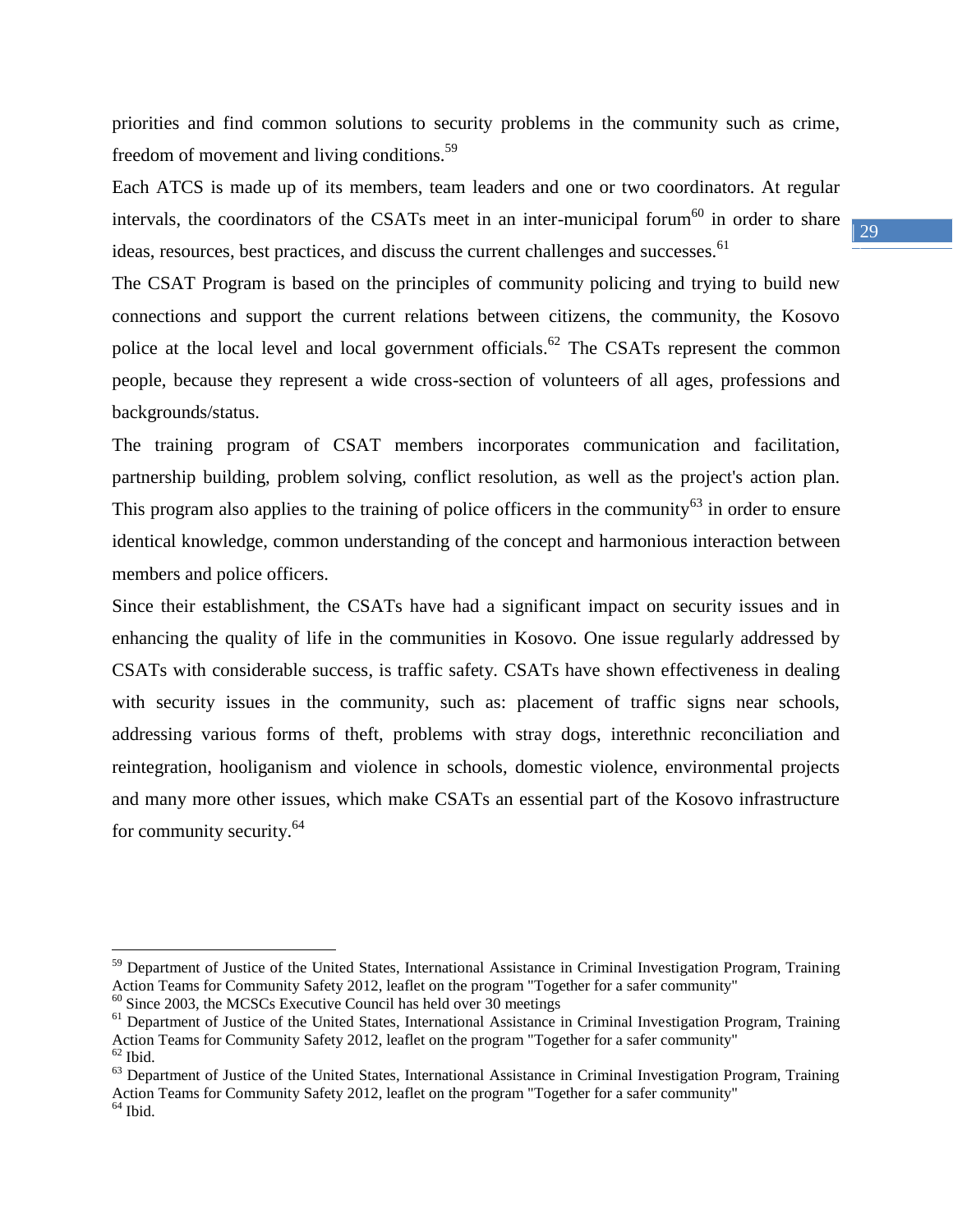priorities and find common solutions to security problems in the community such as crime, freedom of movement and living conditions.[59]

Each ATCS is made up of its members, team leaders and one or two coordinators. At regular intervals, the coordinators of the CSATs meet in an inter-municipal forum[60] in order to share ideas, resources, best practices, and discuss the current challenges and successes.[61]

The CSAT Program is based on the principles of community policing and trying to build new connections and support the current relations between citizens, the community, the Kosovo police at the local level and local government officials.[62] The CSATs represent the common people, because they represent a wide cross-section of volunteers of all ages, professions and backgrounds/status.

The training program of CSAT members incorporates communication and facilitation, partnership building, problem solving, conflict resolution, as well as the project's action plan. This program also applies to the training of police officers in the community[63] in order to ensure identical knowledge, common understanding of the concept and harmonious interaction between members and police officers.

Since their establishment, the CSATs have had a significant impact on security issues and in enhancing the quality of life in the communities in Kosovo. One issue regularly addressed by CSATs with considerable success, is traffic safety. CSATs have shown effectiveness in dealing with security issues in the community, such as: placement of traffic signs near schools, addressing various forms of theft, problems with stray dogs, interethnic reconciliation and reintegration, hooliganism and violence in schools, domestic violence, environmental projects and many more other issues, which make CSATs an essential part of the Kosovo infrastructure for community security.[64]

---

[59] Department of Justice of the United States, International Assistance in Criminal Investigation Program, Training Action Teams for Community Safety 2012, leaflet on the program "Together for a safer community"

[60] Since 2003, the MCSCs Executive Council has held over 30 meetings

[61] Department of Justice of the United States, International Assistance in Criminal Investigation Program, Training Action Teams for Community Safety 2012, leaflet on the program "Together for a safer community"

[62] Ibid.

[63] Department of Justice of the United States, International Assistance in Criminal Investigation Program, Training Action Teams for Community Safety 2012, leaflet on the program "Together for a safer community"

[64] Ibid.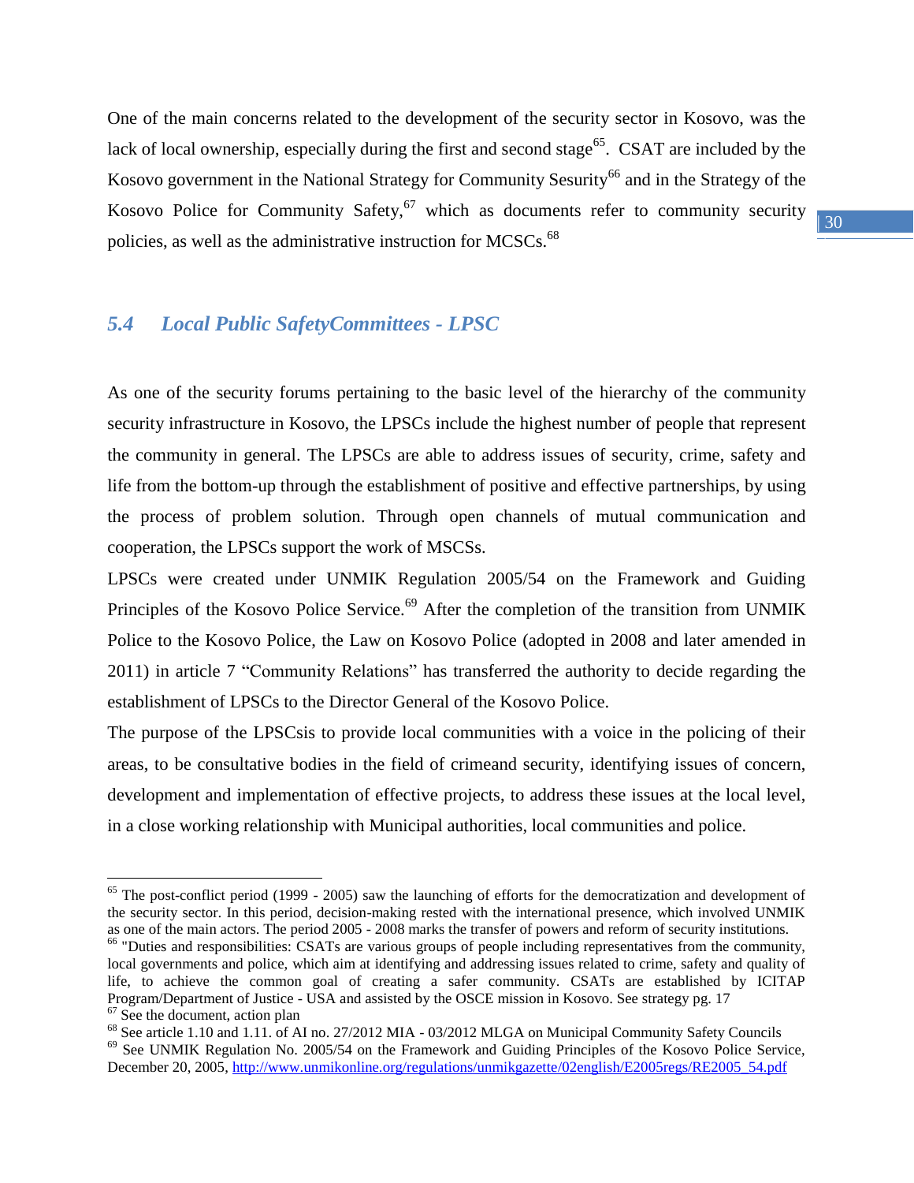One of the main concerns related to the development of the security sector in Kosovo, was the lack of local ownership, especially during the first and second stage[65]. CSAT are included by the Kosovo government in the National Strategy for Community Sesurity[66] and in the Strategy of the Kosovo Police for Community Safety,[67] which as documents refer to community security policies, as well as the administrative instruction for MCSCs.[68]

## 5.4 *Local Public SafetyCommittees - LPSC*

As one of the security forums pertaining to the basic level of the hierarchy of the community security infrastructure in Kosovo, the LPSCs include the highest number of people that represent the community in general. The LPSCs are able to address issues of security, crime, safety and life from the bottom-up through the establishment of positive and effective partnerships, by using the process of problem solution. Through open channels of mutual communication and cooperation, the LPSCs support the work of MSCSs.

LPSCs were created under UNMIK Regulation 2005/54 on the Framework and Guiding Principles of the Kosovo Police Service.[69] After the completion of the transition from UNMIK Police to the Kosovo Police, the Law on Kosovo Police (adopted in 2008 and later amended in 2011) in article 7 "Community Relations" has transferred the authority to decide regarding the establishment of LPSCs to the Director General of the Kosovo Police.

The purpose of the LPSCsis to provide local communities with a voice in the policing of their areas, to be consultative bodies in the field of crimeand security, identifying issues of concern, development and implementation of effective projects, to address these issues at the local level, in a close working relationship with Municipal authorities, local communities and police.

---

[65] The post-conflict period (1999 - 2005) saw the launching of efforts for the democratization and development of the security sector. In this period, decision-making rested with the international presence, which involved UNMIK as one of the main actors. The period 2005 - 2008 marks the transfer of powers and reform of security institutions.

[66] "Duties and responsibilities: CSATs are various groups of people including representatives from the community, local governments and police, which aim at identifying and addressing issues related to crime, safety and quality of life, to achieve the common goal of creating a safer community. CSATs are established by ICITAP Program/Department of Justice - USA and assisted by the OSCE mission in Kosovo. See strategy pg. 17

[67] See the document, action plan

[68] See article 1.10 and 1.11. of AI no. 27/2012 MIA - 03/2012 MLGA on Municipal Community Safety Councils

[69] See UNMIK Regulation No. 2005/54 on the Framework and Guiding Principles of the Kosovo Police Service, December 20, 2005, http://www.unmikonline.org/regulations/unmikgazette/02english/E2005regs/RE2005_54.pdf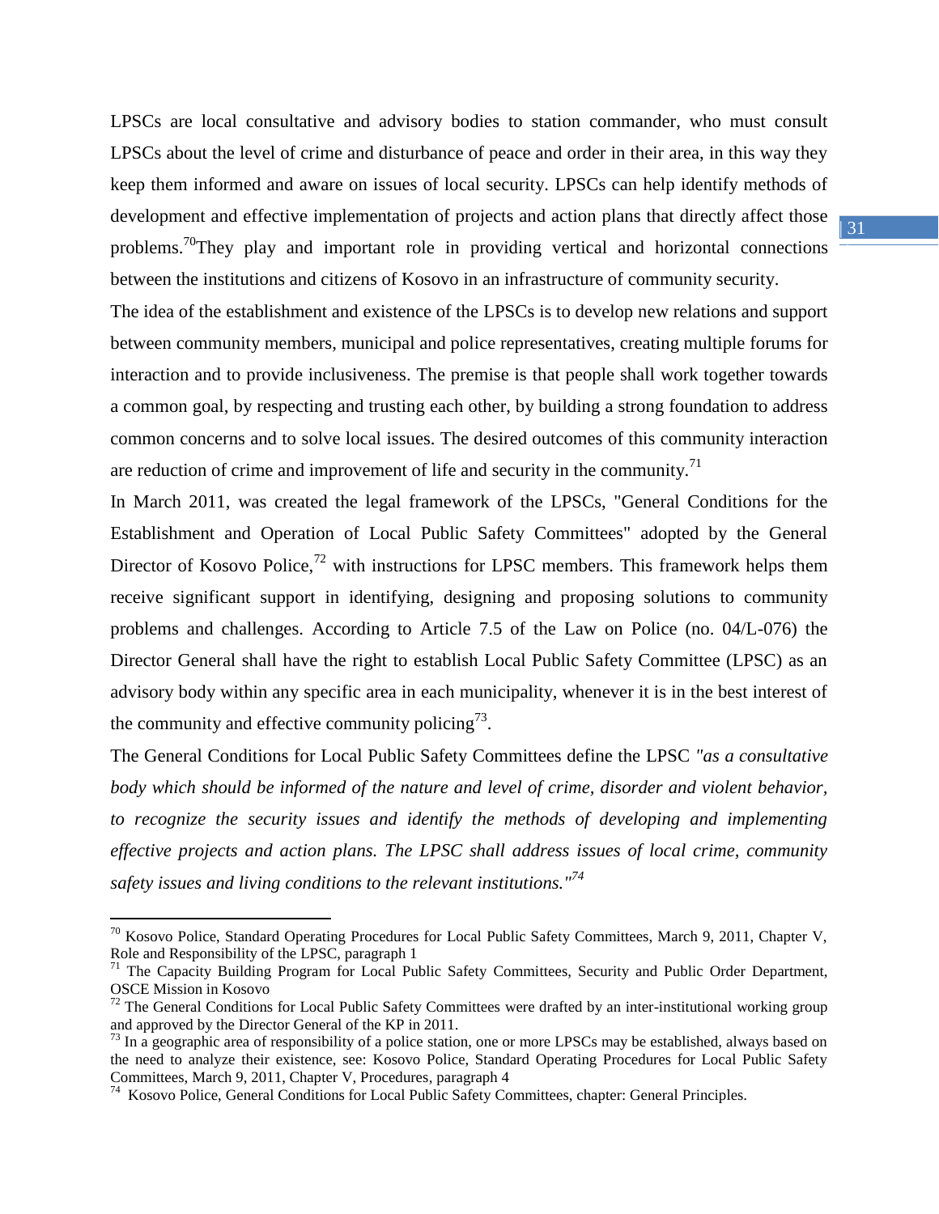LPSCs are local consultative and advisory bodies to station commander, who must consult LPSCs about the level of crime and disturbance of peace and order in their area, in this way they keep them informed and aware on issues of local security. LPSCs can help identify methods of development and effective implementation of projects and action plans that directly affect those problems.[70]They play and important role in providing vertical and horizontal connections between the institutions and citizens of Kosovo in an infrastructure of community security.

The idea of the establishment and existence of the LPSCs is to develop new relations and support between community members, municipal and police representatives, creating multiple forums for interaction and to provide inclusiveness. The premise is that people shall work together towards a common goal, by respecting and trusting each other, by building a strong foundation to address common concerns and to solve local issues. The desired outcomes of this community interaction are reduction of crime and improvement of life and security in the community.[71]

In March 2011, was created the legal framework of the LPSCs, "General Conditions for the Establishment and Operation of Local Public Safety Committees" adopted by the General Director of Kosovo Police,[72] with instructions for LPSC members. This framework helps them receive significant support in identifying, designing and proposing solutions to community problems and challenges. According to Article 7.5 of the Law on Police (no. 04/L-076) the Director General shall have the right to establish Local Public Safety Committee (LPSC) as an advisory body within any specific area in each municipality, whenever it is in the best interest of the community and effective community policing[73].

The General Conditions for Local Public Safety Committees define the LPSC *"as a consultative body which should be informed of the nature and level of crime, disorder and violent behavior, to recognize the security issues and identify the methods of developing and implementing effective projects and action plans. The LPSC shall address issues of local crime, community safety issues and living conditions to the relevant institutions."*[74]

---

[70] Kosovo Police, Standard Operating Procedures for Local Public Safety Committees, March 9, 2011, Chapter V, Role and Responsibility of the LPSC, paragraph 1

[71] The Capacity Building Program for Local Public Safety Committees, Security and Public Order Department, OSCE Mission in Kosovo

[72] The General Conditions for Local Public Safety Committees were drafted by an inter-institutional working group and approved by the Director General of the KP in 2011.

[73] In a geographic area of responsibility of a police station, one or more LPSCs may be established, always based on the need to analyze their existence, see: Kosovo Police, Standard Operating Procedures for Local Public Safety Committees, March 9, 2011, Chapter V, Procedures, paragraph 4

[74] Kosovo Police, General Conditions for Local Public Safety Committees, chapter: General Principles.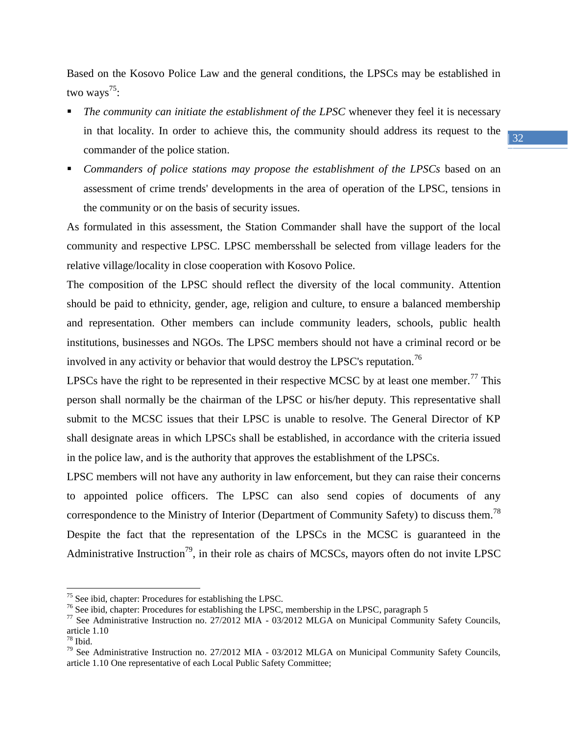Based on the Kosovo Police Law and the general conditions, the LPSCs may be established in two ways[75]:

- *The community can initiate the establishment of the LPSC* whenever they feel it is necessary in that locality. In order to achieve this, the community should address its request to the commander of the police station.
- *Commanders of police stations may propose the establishment of the LPSCs* based on an assessment of crime trends' developments in the area of operation of the LPSC, tensions in the community or on the basis of security issues.

As formulated in this assessment, the Station Commander shall have the support of the local community and respective LPSC. LPSC membersshall be selected from village leaders for the relative village/locality in close cooperation with Kosovo Police.

The composition of the LPSC should reflect the diversity of the local community. Attention should be paid to ethnicity, gender, age, religion and culture, to ensure a balanced membership and representation. Other members can include community leaders, schools, public health institutions, businesses and NGOs. The LPSC members should not have a criminal record or be involved in any activity or behavior that would destroy the LPSC's reputation.[76]

LPSCs have the right to be represented in their respective MCSC by at least one member.[77] This person shall normally be the chairman of the LPSC or his/her deputy. This representative shall submit to the MCSC issues that their LPSC is unable to resolve. The General Director of KP shall designate areas in which LPSCs shall be established, in accordance with the criteria issued in the police law, and is the authority that approves the establishment of the LPSCs.

LPSC members will not have any authority in law enforcement, but they can raise their concerns to appointed police officers. The LPSC can also send copies of documents of any correspondence to the Ministry of Interior (Department of Community Safety) to discuss them.[78]

Despite the fact that the representation of the LPSCs in the MCSC is guaranteed in the Administrative Instruction[79], in their role as chairs of MCSCs, mayors often do not invite LPSC

---

[75] See ibid, chapter: Procedures for establishing the LPSC.

[76] See ibid, chapter: Procedures for establishing the LPSC, membership in the LPSC, paragraph 5

[77] See Administrative Instruction no. 27/2012 MIA - 03/2012 MLGA on Municipal Community Safety Councils, article 1.10

[78] Ibid.

[79] See Administrative Instruction no. 27/2012 MIA - 03/2012 MLGA on Municipal Community Safety Councils, article 1.10 One representative of each Local Public Safety Committee;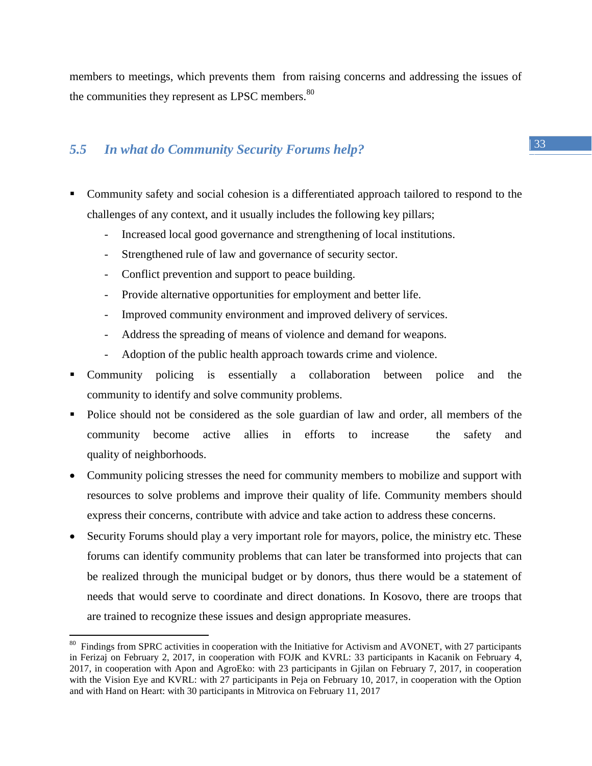members to meetings, which prevents them from raising concerns and addressing the issues of the communities they represent as LPSC members.[80]

## *5.5 In what do Community Security Forums help?*

- Community safety and social cohesion is a differentiated approach tailored to respond to the challenges of any context, and it usually includes the following key pillars;
  - Increased local good governance and strengthening of local institutions.
  - Strengthened rule of law and governance of security sector.
  - Conflict prevention and support to peace building.
  - Provide alternative opportunities for employment and better life.
  - Improved community environment and improved delivery of services.
  - Address the spreading of means of violence and demand for weapons.
  - Adoption of the public health approach towards crime and violence.
- Community policing is essentially a collaboration between police and the community to identify and solve community problems.
- Police should not be considered as the sole guardian of law and order, all members of the community become active allies in efforts to increase the safety and quality of neighborhoods.
- Community policing stresses the need for community members to mobilize and support with resources to solve problems and improve their quality of life. Community members should express their concerns, contribute with advice and take action to address these concerns.
- Security Forums should play a very important role for mayors, police, the ministry etc. These forums can identify community problems that can later be transformed into projects that can be realized through the municipal budget or by donors, thus there would be a statement of needs that would serve to coordinate and direct donations. In Kosovo, there are troops that are trained to recognize these issues and design appropriate measures.

---

[80] Findings from SPRC activities in cooperation with the Initiative for Activism and AVONET, with 27 participants in Ferizaj on February 2, 2017, in cooperation with FOJK and KVRL: 33 participants in Kacanik on February 4, 2017, in cooperation with Apon and AgroEko: with 23 participants in Gjilan on February 7, 2017, in cooperation with the Vision Eye and KVRL: with 27 participants in Peja on February 10, 2017, in cooperation with the Option and with Hand on Heart: with 30 participants in Mitrovica on February 11, 2017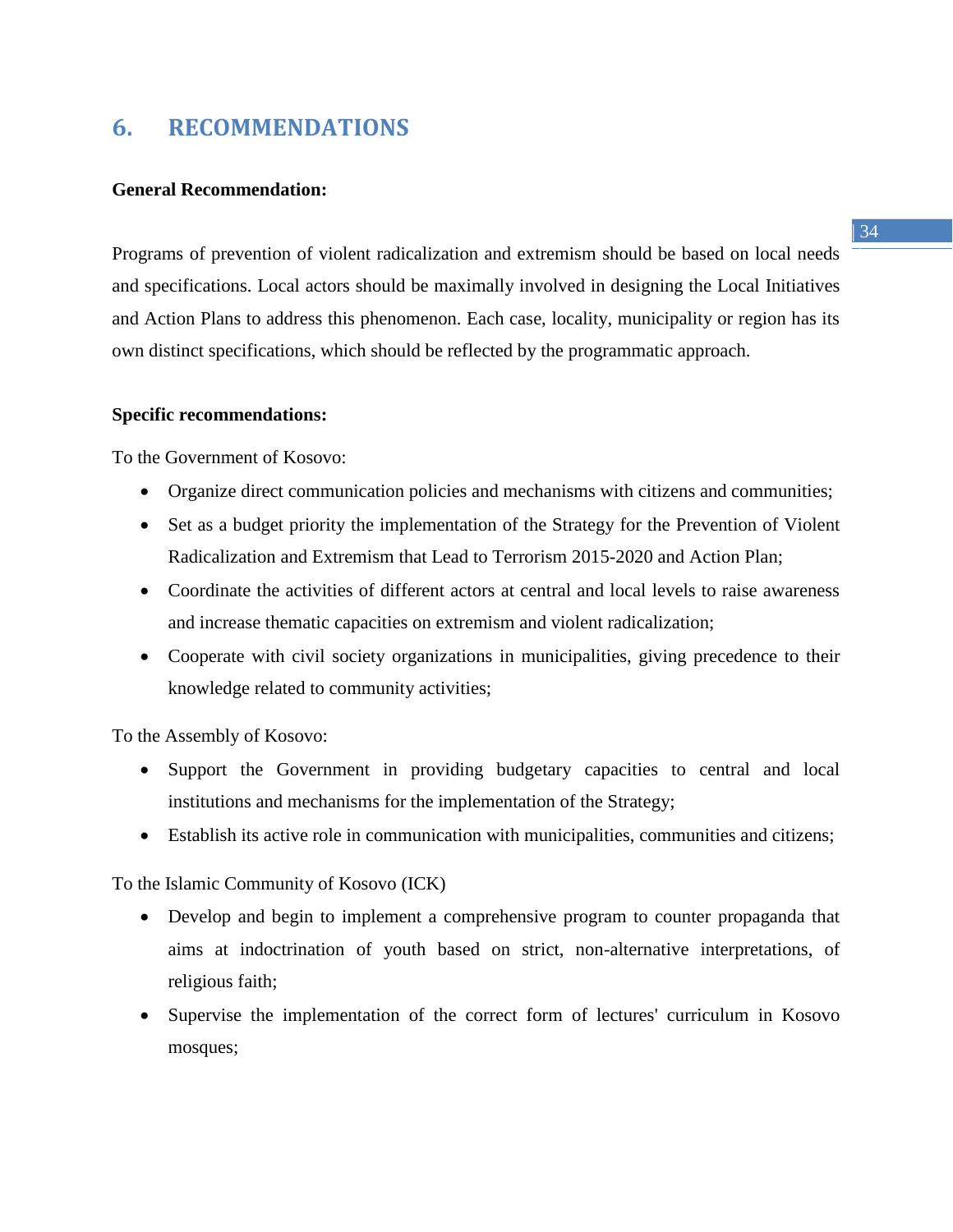# 6. RECOMMENDATIONS

**General Recommendation:**

Programs of prevention of violent radicalization and extremism should be based on local needs and specifications. Local actors should be maximally involved in designing the Local Initiatives and Action Plans to address this phenomenon. Each case, locality, municipality or region has its own distinct specifications, which should be reflected by the programmatic approach.

**Specific recommendations:**

To the Government of Kosovo:

- Organize direct communication policies and mechanisms with citizens and communities;
- Set as a budget priority the implementation of the Strategy for the Prevention of Violent Radicalization and Extremism that Lead to Terrorism 2015-2020 and Action Plan;
- Coordinate the activities of different actors at central and local levels to raise awareness and increase thematic capacities on extremism and violent radicalization;
- Cooperate with civil society organizations in municipalities, giving precedence to their knowledge related to community activities;

To the Assembly of Kosovo:

- Support the Government in providing budgetary capacities to central and local institutions and mechanisms for the implementation of the Strategy;
- Establish its active role in communication with municipalities, communities and citizens;

To the Islamic Community of Kosovo (ICK)

- Develop and begin to implement a comprehensive program to counter propaganda that aims at indoctrination of youth based on strict, non-alternative interpretations, of religious faith;
- Supervise the implementation of the correct form of lectures' curriculum in Kosovo mosques;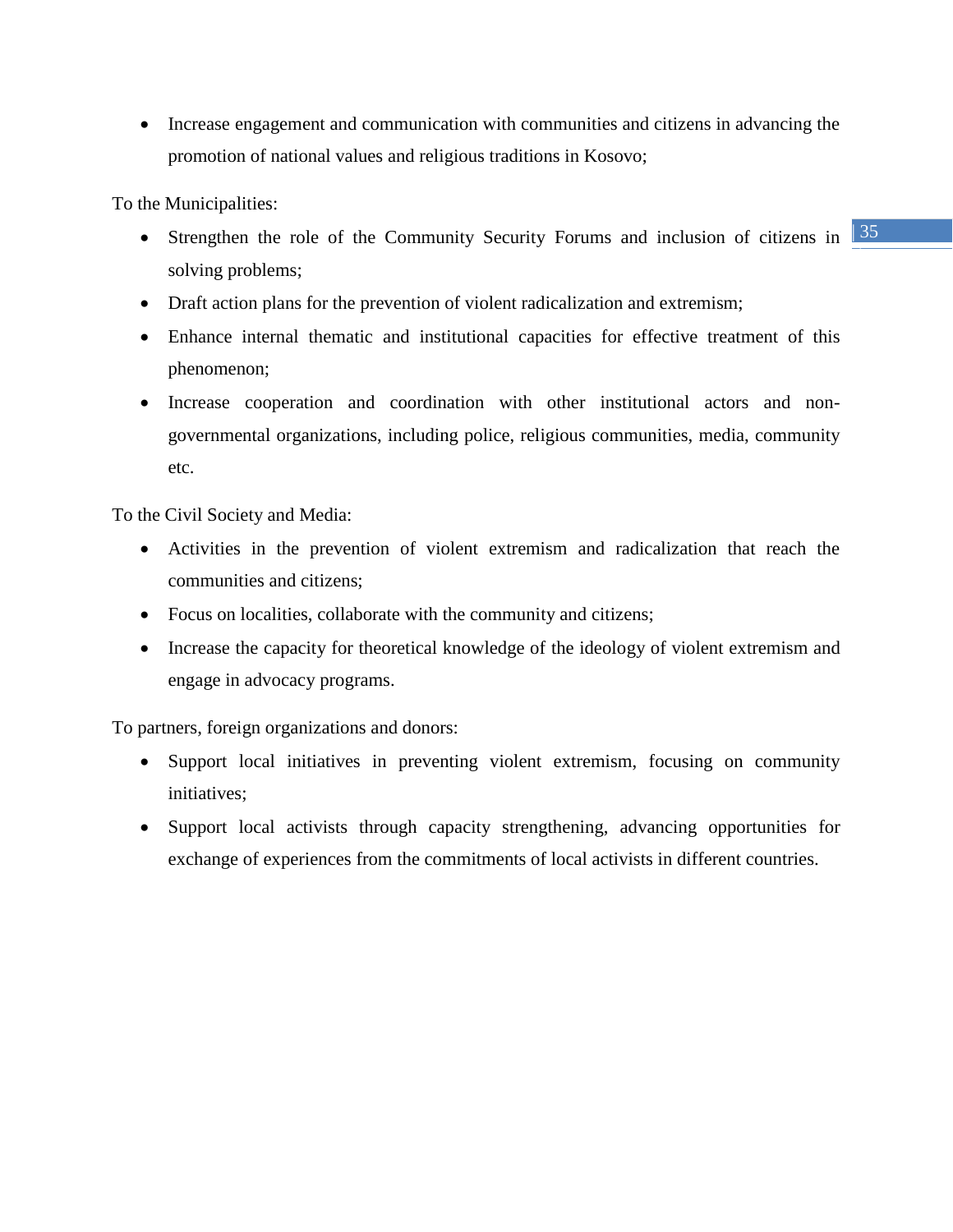- Increase engagement and communication with communities and citizens in advancing the promotion of national values and religious traditions in Kosovo;

To the Municipalities:

- Strengthen the role of the Community Security Forums and inclusion of citizens in solving problems;
- Draft action plans for the prevention of violent radicalization and extremism;
- Enhance internal thematic and institutional capacities for effective treatment of this phenomenon;
- Increase cooperation and coordination with other institutional actors and non-governmental organizations, including police, religious communities, media, community etc.

To the Civil Society and Media:

- Activities in the prevention of violent extremism and radicalization that reach the communities and citizens;
- Focus on localities, collaborate with the community and citizens;
- Increase the capacity for theoretical knowledge of the ideology of violent extremism and engage in advocacy programs.

To partners, foreign organizations and donors:

- Support local initiatives in preventing violent extremism, focusing on community initiatives;
- Support local activists through capacity strengthening, advancing opportunities for exchange of experiences from the commitments of local activists in different countries.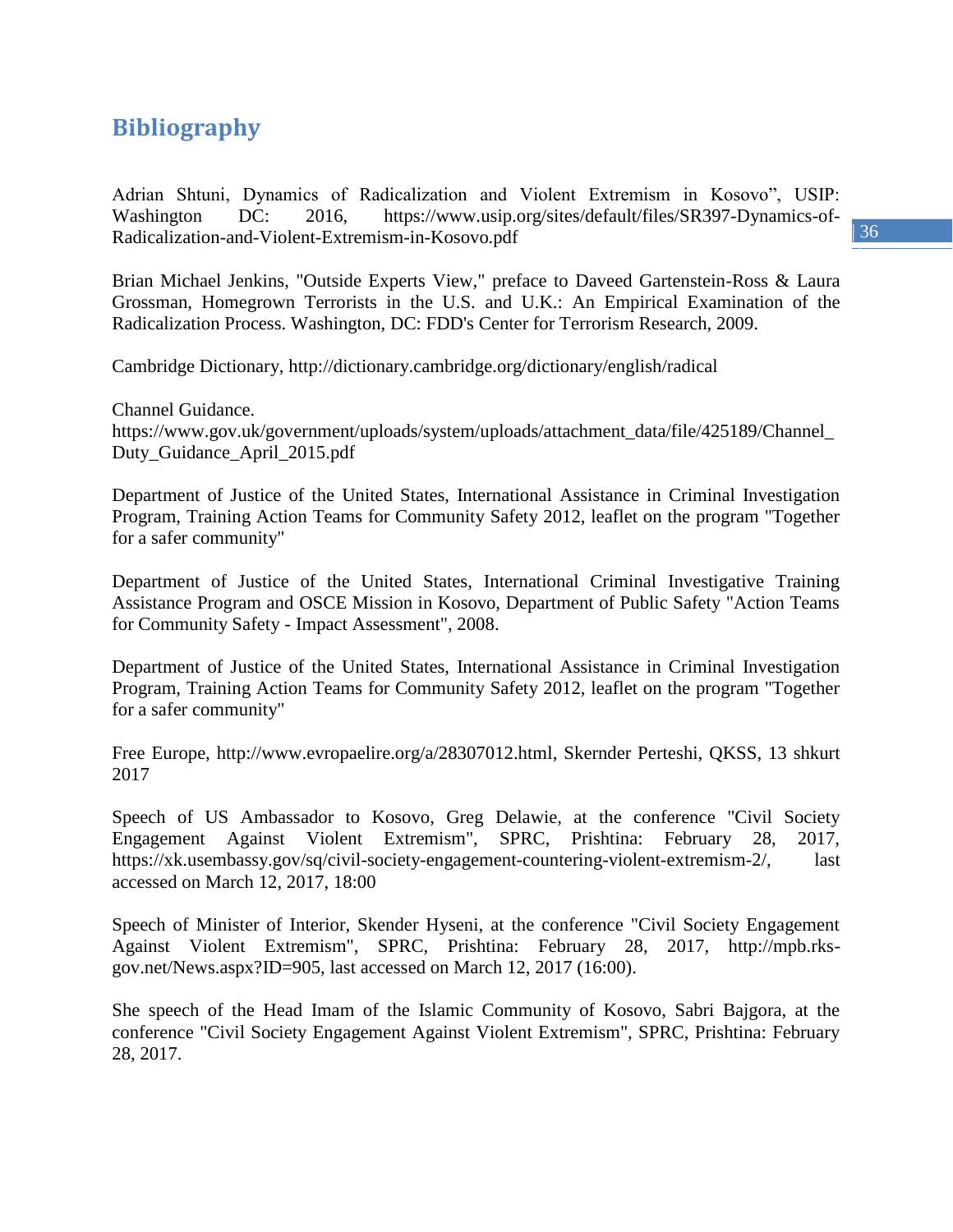## Bibliography

Adrian Shtuni, Dynamics of Radicalization and Violent Extremism in Kosovo", USIP: Washington DC: 2016, https://www.usip.org/sites/default/files/SR397-Dynamics-of-Radicalization-and-Violent-Extremism-in-Kosovo.pdf

Brian Michael Jenkins, "Outside Experts View," preface to Daveed Gartenstein-Ross & Laura Grossman, Homegrown Terrorists in the U.S. and U.K.: An Empirical Examination of the Radicalization Process. Washington, DC: FDD's Center for Terrorism Research, 2009.

Cambridge Dictionary, http://dictionary.cambridge.org/dictionary/english/radical

Channel Guidance.
https://www.gov.uk/government/uploads/system/uploads/attachment_data/file/425189/Channel_Duty_Guidance_April_2015.pdf

Department of Justice of the United States, International Assistance in Criminal Investigation Program, Training Action Teams for Community Safety 2012, leaflet on the program "Together for a safer community"

Department of Justice of the United States, International Criminal Investigative Training Assistance Program and OSCE Mission in Kosovo, Department of Public Safety "Action Teams for Community Safety - Impact Assessment", 2008.

Department of Justice of the United States, International Assistance in Criminal Investigation Program, Training Action Teams for Community Safety 2012, leaflet on the program "Together for a safer community"

Free Europe, http://www.evropaelire.org/a/28307012.html, Skernder Perteshi, QKSS, 13 shkurt 2017

Speech of US Ambassador to Kosovo, Greg Delawie, at the conference "Civil Society Engagement Against Violent Extremism", SPRC, Prishtina: February 28, 2017, https://xk.usembassy.gov/sq/civil-society-engagement-countering-violent-extremism-2/, last accessed on March 12, 2017, 18:00

Speech of Minister of Interior, Skender Hyseni, at the conference "Civil Society Engagement Against Violent Extremism", SPRC, Prishtina: February 28, 2017, http://mpb.rks-gov.net/News.aspx?ID=905, last accessed on March 12, 2017 (16:00).

She speech of the Head Imam of the Islamic Community of Kosovo, Sabri Bajgora, at the conference "Civil Society Engagement Against Violent Extremism", SPRC, Prishtina: February 28, 2017.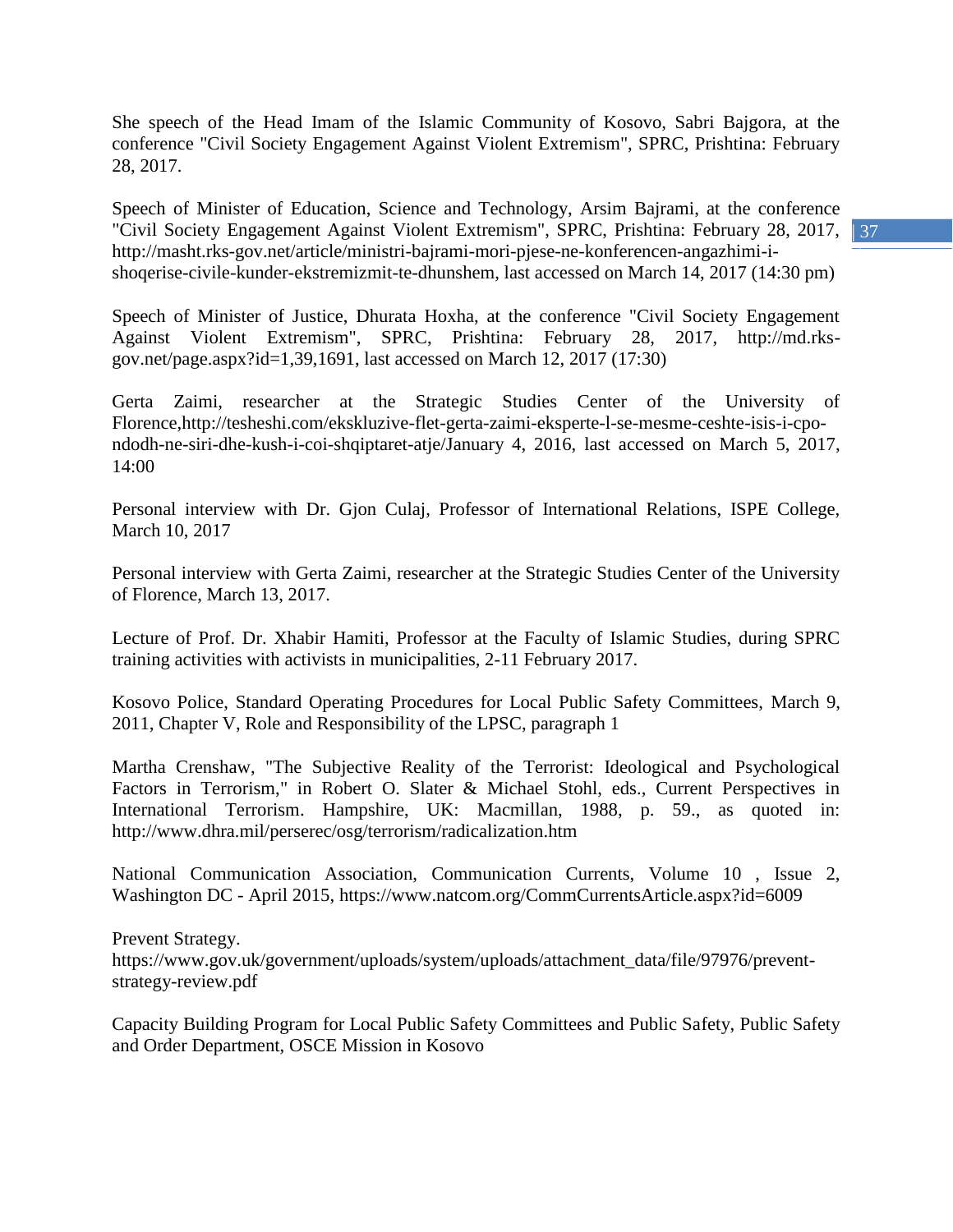She speech of the Head Imam of the Islamic Community of Kosovo, Sabri Bajgora, at the conference "Civil Society Engagement Against Violent Extremism", SPRC, Prishtina: February 28, 2017.

Speech of Minister of Education, Science and Technology, Arsim Bajrami, at the conference "Civil Society Engagement Against Violent Extremism", SPRC, Prishtina: February 28, 2017, http://masht.rks-gov.net/article/ministri-bajrami-mori-pjese-ne-konferencen-angazhimi-i-shoqerise-civile-kunder-ekstremizmit-te-dhunshem, last accessed on March 14, 2017 (14:30 pm)

Speech of Minister of Justice, Dhurata Hoxha, at the conference "Civil Society Engagement Against Violent Extremism", SPRC, Prishtina: February 28, 2017, http://md.rks-gov.net/page.aspx?id=1,39,1691, last accessed on March 12, 2017 (17:30)

Gerta Zaimi, researcher at the Strategic Studies Center of the University of Florence,http://tesheshi.com/ekskluzive-flet-gerta-zaimi-eksperte-l-se-mesme-ceshte-isis-i-cpo-ndodh-ne-siri-dhe-kush-i-coi-shqiptaret-atje/January 4, 2016, last accessed on March 5, 2017, 14:00

Personal interview with Dr. Gjon Culaj, Professor of International Relations, ISPE College, March 10, 2017

Personal interview with Gerta Zaimi, researcher at the Strategic Studies Center of the University of Florence, March 13, 2017.

Lecture of Prof. Dr. Xhabir Hamiti, Professor at the Faculty of Islamic Studies, during SPRC training activities with activists in municipalities, 2-11 February 2017.

Kosovo Police, Standard Operating Procedures for Local Public Safety Committees, March 9, 2011, Chapter V, Role and Responsibility of the LPSC, paragraph 1

Martha Crenshaw, "The Subjective Reality of the Terrorist: Ideological and Psychological Factors in Terrorism," in Robert O. Slater & Michael Stohl, eds., Current Perspectives in International Terrorism. Hampshire, UK: Macmillan, 1988, p. 59., as quoted in: http://www.dhra.mil/perserec/osg/terrorism/radicalization.htm

National Communication Association, Communication Currents, Volume 10 , Issue 2, Washington DC - April 2015, https://www.natcom.org/CommCurrentsArticle.aspx?id=6009

Prevent Strategy.
https://www.gov.uk/government/uploads/system/uploads/attachment_data/file/97976/prevent-strategy-review.pdf

Capacity Building Program for Local Public Safety Committees and Public Safety, Public Safety and Order Department, OSCE Mission in Kosovo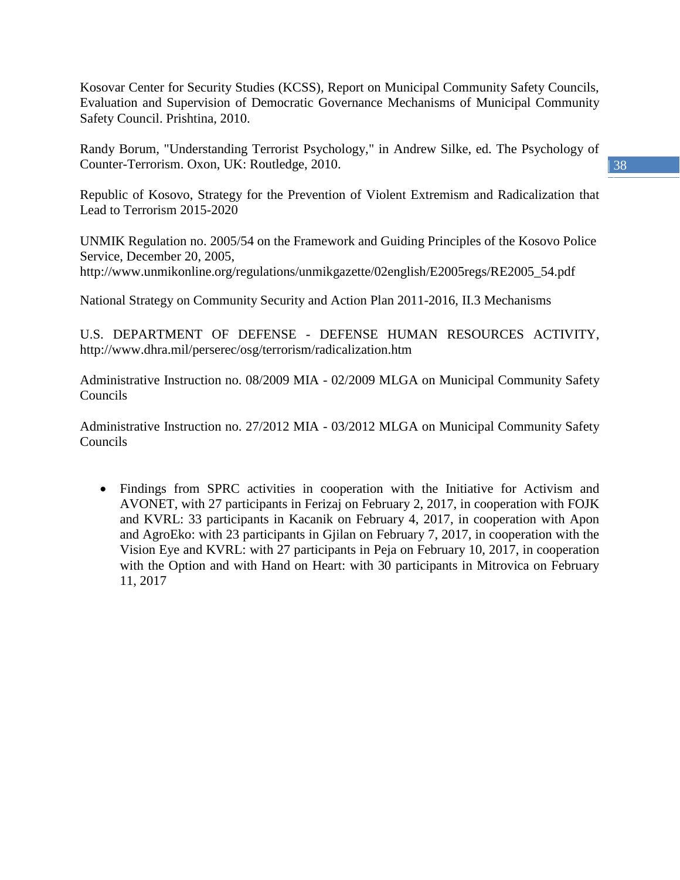Kosovar Center for Security Studies (KCSS), Report on Municipal Community Safety Councils, Evaluation and Supervision of Democratic Governance Mechanisms of Municipal Community Safety Council. Prishtina, 2010.

Randy Borum, "Understanding Terrorist Psychology," in Andrew Silke, ed. The Psychology of Counter-Terrorism. Oxon, UK: Routledge, 2010.

Republic of Kosovo, Strategy for the Prevention of Violent Extremism and Radicalization that Lead to Terrorism 2015-2020

UNMIK Regulation no. 2005/54 on the Framework and Guiding Principles of the Kosovo Police Service, December 20, 2005, http://www.unmikonline.org/regulations/unmikgazette/02english/E2005regs/RE2005_54.pdf

National Strategy on Community Security and Action Plan 2011-2016, II.3 Mechanisms

U.S. DEPARTMENT OF DEFENSE - DEFENSE HUMAN RESOURCES ACTIVITY, http://www.dhra.mil/perserec/osg/terrorism/radicalization.htm

Administrative Instruction no. 08/2009 MIA - 02/2009 MLGA on Municipal Community Safety Councils

Administrative Instruction no. 27/2012 MIA - 03/2012 MLGA on Municipal Community Safety Councils

- Findings from SPRC activities in cooperation with the Initiative for Activism and AVONET, with 27 participants in Ferizaj on February 2, 2017, in cooperation with FOJK and KVRL: 33 participants in Kacanik on February 4, 2017, in cooperation with Apon and AgroEko: with 23 participants in Gjilan on February 7, 2017, in cooperation with the Vision Eye and KVRL: with 27 participants in Peja on February 10, 2017, in cooperation with the Option and with Hand on Heart: with 30 participants in Mitrovica on February 11, 2017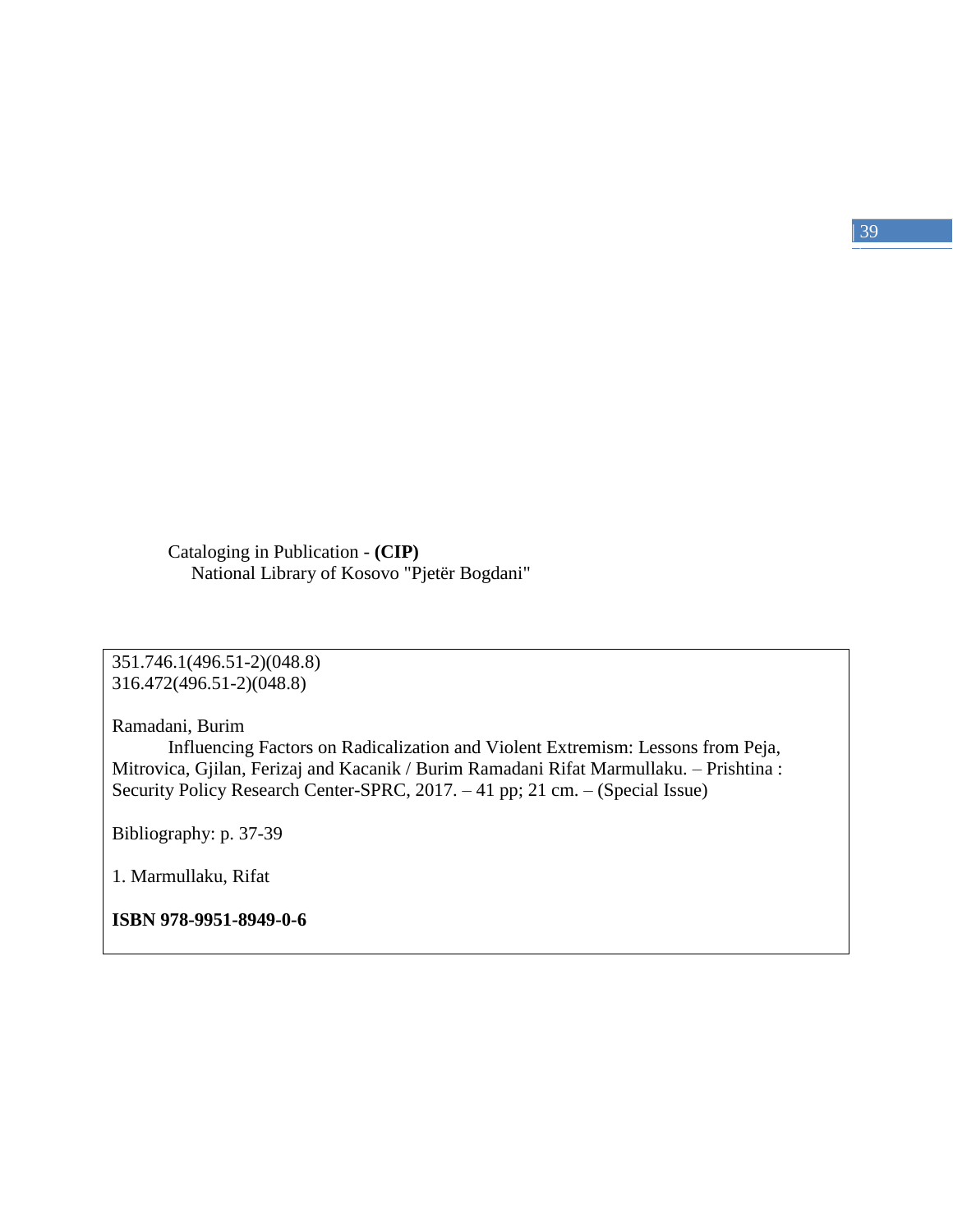Cataloging in Publication - **(CIP)**
National Library of Kosovo "Pjetër Bogdani"

351.746.1(496.51-2)(048.8)
316.472(496.51-2)(048.8)

Ramadani, Burim
Influencing Factors on Radicalization and Violent Extremism: Lessons from Peja, Mitrovica, Gjilan, Ferizaj and Kacanik / Burim Ramadani Rifat Marmullaku. – Prishtina : Security Policy Research Center-SPRC, 2017. – 41 pp; 21 cm. – (Special Issue)

Bibliography: p. 37-39

1. Marmullaku, Rifat

**ISBN 978-9951-8949-0-6**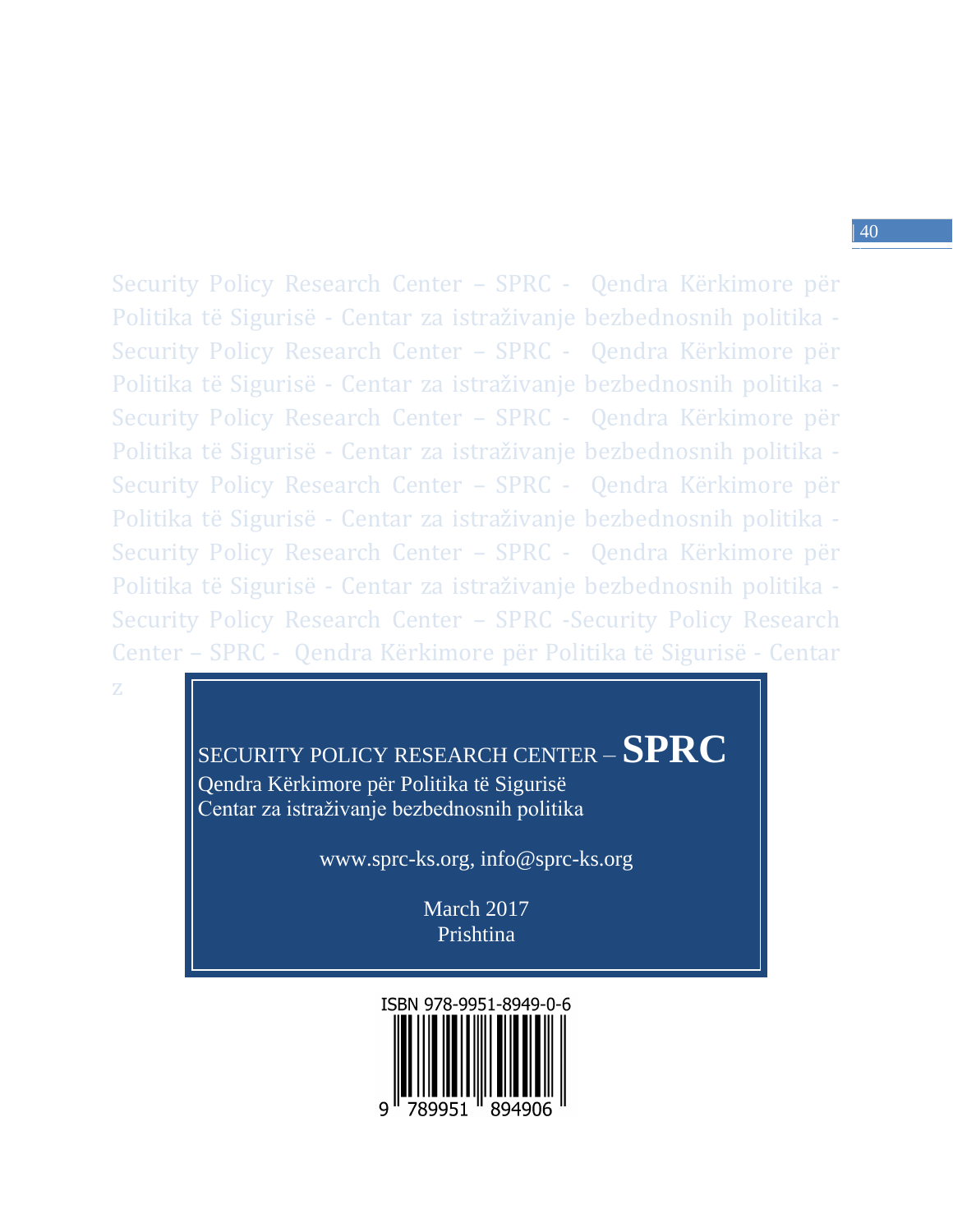Security Policy Research Center – SPRC - Qendra Kërkimore për Politika të Sigurisë - Centar za istraživanje bezbednosnih politika - Security Policy Research Center – SPRC - Qendra Kërkimore për Politika të Sigurisë - Centar za istraživanje bezbednosnih politika - Security Policy Research Center – SPRC - Qendra Kërkimore për Politika të Sigurisë - Centar za istraživanje bezbednosnih politika - Security Policy Research Center – SPRC - Qendra Kërkimore për Politika të Sigurisë - Centar za istraživanje bezbednosnih politika - Security Policy Research Center – SPRC - Qendra Kërkimore për Politika të Sigurisë - Centar za istraživanje bezbednosnih politika - Security Policy Research Center – SPRC -Security Policy Research Center – SPRC - Qendra Kërkimore për Politika të Sigurisë - Centar z

SECURITY POLICY RESEARCH CENTER – **SPRC**
Qendra Kërkimore për Politika të Sigurisë
Centar za istraživanje bezbednosnih politika

www.sprc-ks.org, info@sprc-ks.org

March 2017
Prishtina

ISBN 978-9951-8949-0-6

9 789951 894906